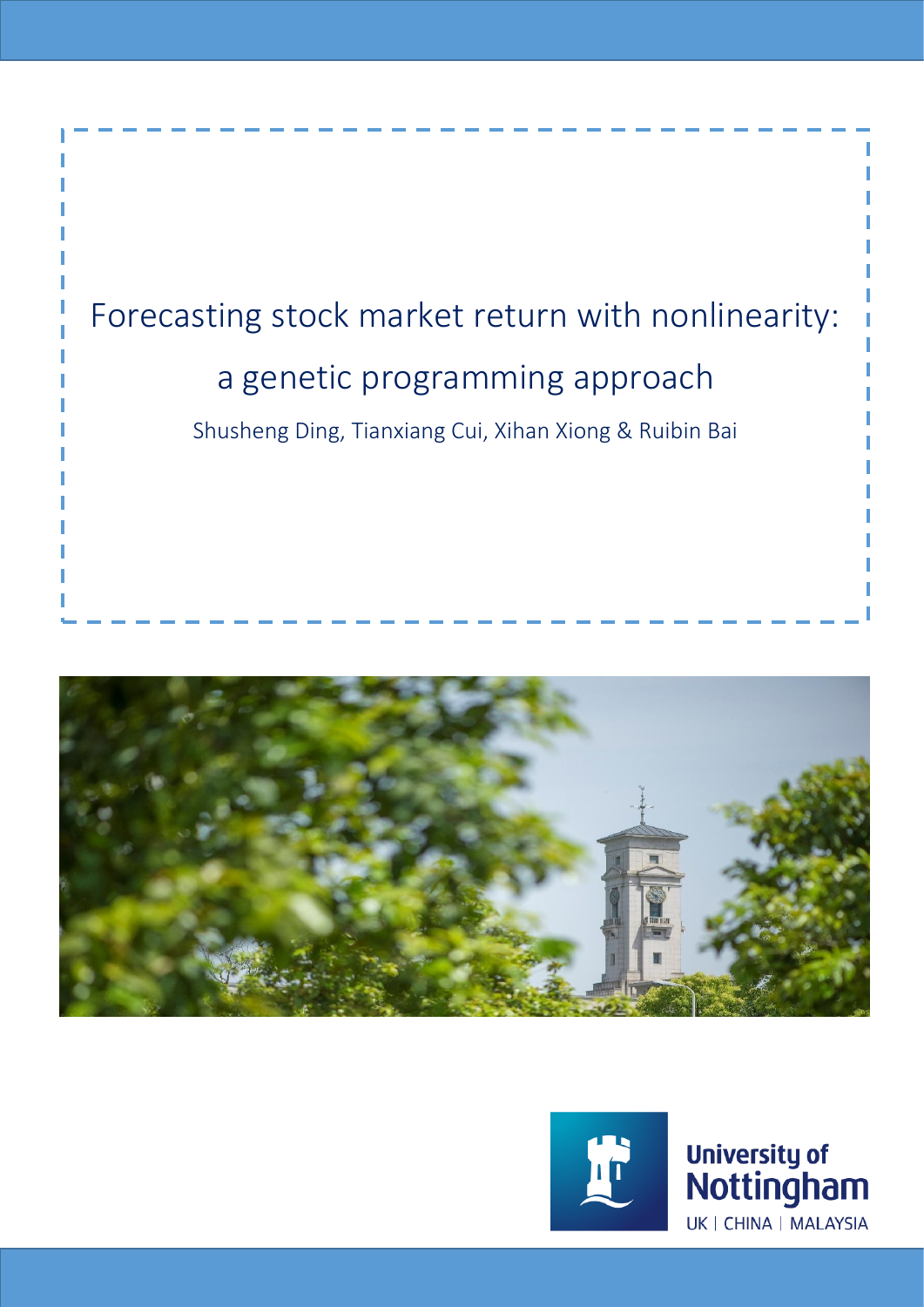# Forecasting stock market return with nonlinearity: a genetic programming approach

Shusheng Ding, Tianxiang Cui, Xihan Xiong & Ruibin Bai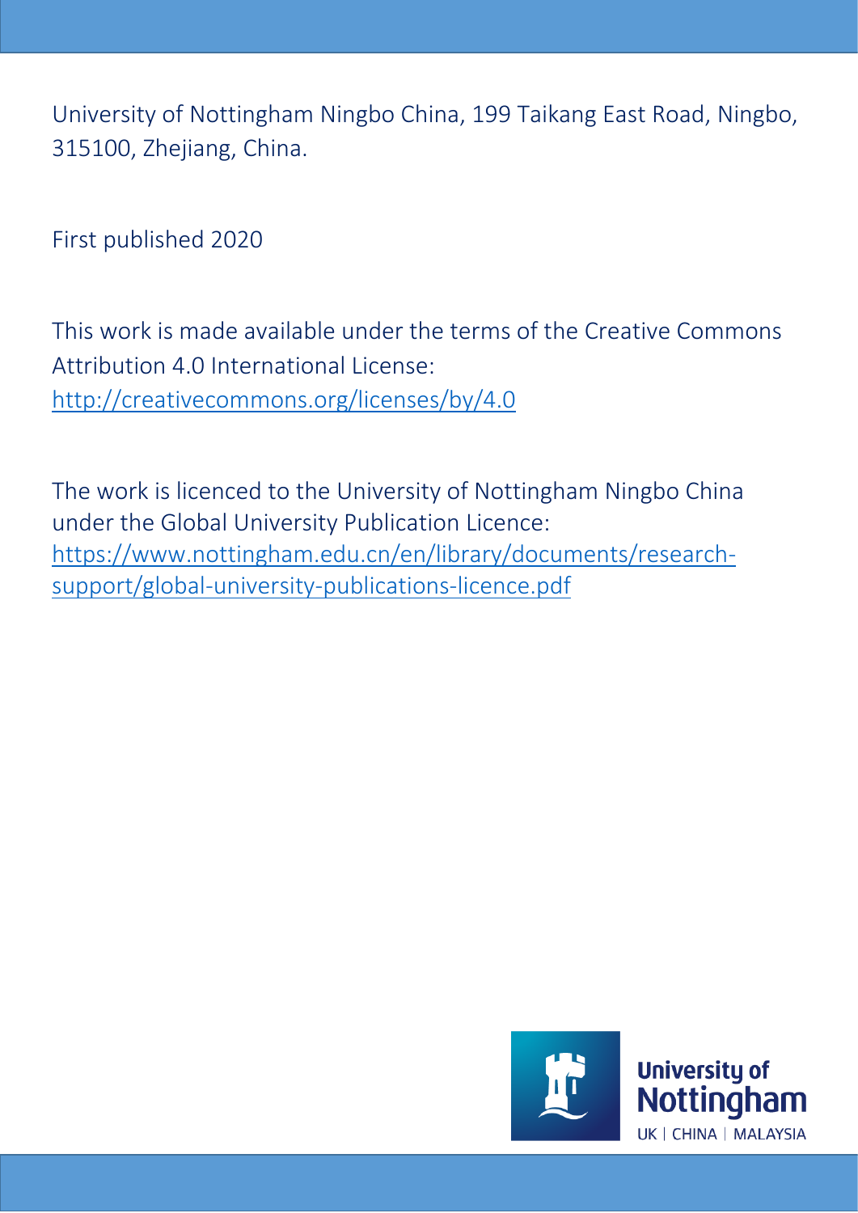University of Nottingham Ningbo China, 199 Taikang East Road, Ningbo, 315100, Zhejiang, China.

First published 2020

This work is made available under the terms of the Creative Commons Attribution 4.0 International License: [http://creativecommons.org/licenses/by/4.0](http://creativecommons.org/licenses/by/4.0)

The work is licenced to the University of Nottingham Ningbo China under the Global University Publication Licence: [https://www.nottingham.edu.cn/en/library/documents/research-support/global-university-publications-licence.pdf](https://www.nottingham.edu.cn/en/library/documents/research-support/global-university-publications-licence.pdf)

University of Nottingham
UK | CHINA | MALAYSIA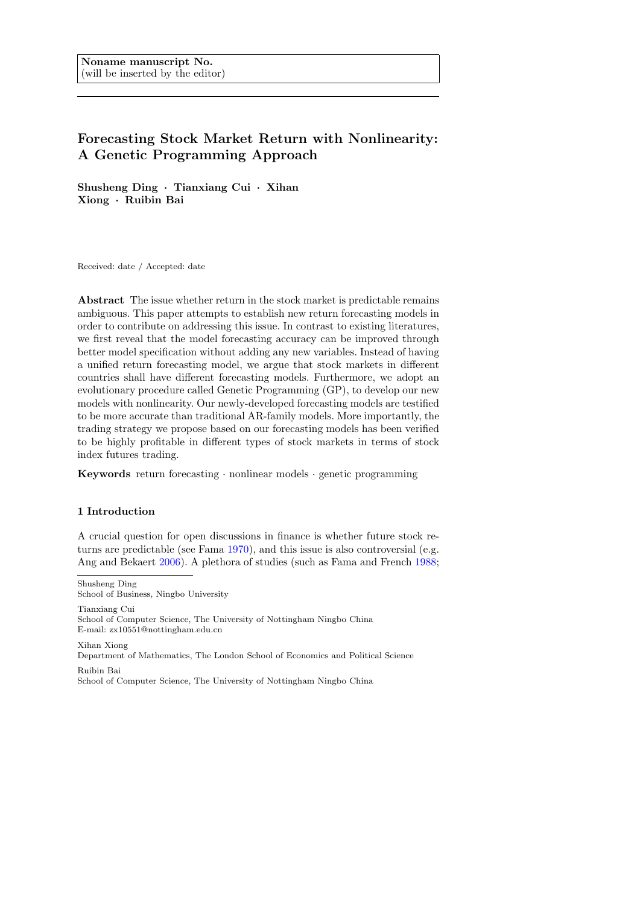Noname manuscript No.
(will be inserted by the editor)

# Forecasting Stock Market Return with Nonlinearity: A Genetic Programming Approach

**Shusheng Ding · Tianxiang Cui · Xihan Xiong · Ruibin Bai**

Received: date / Accepted: date

**Abstract** The issue whether return in the stock market is predictable remains ambiguous. This paper attempts to establish new return forecasting models in order to contribute on addressing this issue. In contrast to existing literatures, we first reveal that the model forecasting accuracy can be improved through better model specification without adding any new variables. Instead of having a unified return forecasting model, we argue that stock markets in different countries shall have different forecasting models. Furthermore, we adopt an evolutionary procedure called Genetic Programming (GP), to develop our new models with nonlinearity. Our newly-developed forecasting models are testified to be more accurate than traditional AR-family models. More importantly, the trading strategy we propose based on our forecasting models has been verified to be highly profitable in different types of stock markets in terms of stock index futures trading.

**Keywords** return forecasting · nonlinear models · genetic programming

## 1 Introduction

A crucial question for open discussions in finance is whether future stock returns are predictable (see Fama 1970), and this issue is also controversial (e.g. Ang and Bekaert 2006). A plethora of studies (such as Fama and French 1988;

Shusheng Ding
School of Business, Ningbo University

Tianxiang Cui
School of Computer Science, The University of Nottingham Ningbo China
E-mail: zx10551@nottingham.edu.cn

Xihan Xiong
Department of Mathematics, The London School of Economics and Political Science

Ruibin Bai
School of Computer Science, The University of Nottingham Ningbo China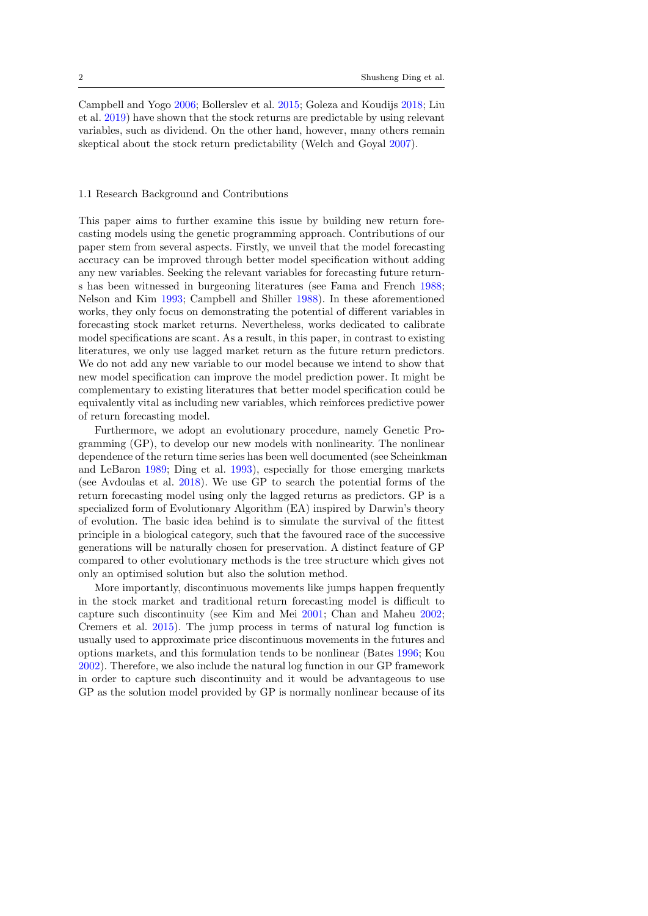Campbell and Yogo 2006; Bollerslev et al. 2015; Goleza and Koudijs 2018; Liu et al. 2019) have shown that the stock returns are predictable by using relevant variables, such as dividend. On the other hand, however, many others remain skeptical about the stock return predictability (Welch and Goyal 2007).

### 1.1 Research Background and Contributions

This paper aims to further examine this issue by building new return forecasting models using the genetic programming approach. Contributions of our paper stem from several aspects. Firstly, we unveil that the model forecasting accuracy can be improved through better model specification without adding any new variables. Seeking the relevant variables for forecasting future returns has been witnessed in burgeoning literatures (see Fama and French 1988; Nelson and Kim 1993; Campbell and Shiller 1988). In these aforementioned works, they only focus on demonstrating the potential of different variables in forecasting stock market returns. Nevertheless, works dedicated to calibrate model specifications are scant. As a result, in this paper, in contrast to existing literatures, we only use lagged market return as the future return predictors. We do not add any new variable to our model because we intend to show that new model specification can improve the model prediction power. It might be complementary to existing literatures that better model specification could be equivalently vital as including new variables, which reinforces predictive power of return forecasting model.

Furthermore, we adopt an evolutionary procedure, namely Genetic Programming (GP), to develop our new models with nonlinearity. The nonlinear dependence of the return time series has been well documented (see Scheinkman and LeBaron 1989; Ding et al. 1993), especially for those emerging markets (see Avdoulas et al. 2018). We use GP to search the potential forms of the return forecasting model using only the lagged returns as predictors. GP is a specialized form of Evolutionary Algorithm (EA) inspired by Darwin's theory of evolution. The basic idea behind is to simulate the survival of the fittest principle in a biological category, such that the favoured race of the successive generations will be naturally chosen for preservation. A distinct feature of GP compared to other evolutionary methods is the tree structure which gives not only an optimised solution but also the solution method.

More importantly, discontinuous movements like jumps happen frequently in the stock market and traditional return forecasting model is difficult to capture such discontinuity (see Kim and Mei 2001; Chan and Maheu 2002; Cremers et al. 2015). The jump process in terms of natural log function is usually used to approximate price discontinuous movements in the futures and options markets, and this formulation tends to be nonlinear (Bates 1996; Kou 2002). Therefore, we also include the natural log function in our GP framework in order to capture such discontinuity and it would be advantageous to use GP as the solution model provided by GP is normally nonlinear because of its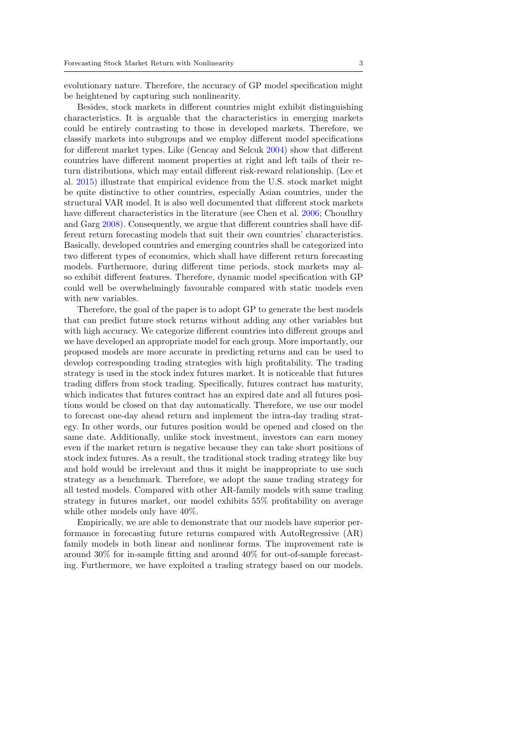evolutionary nature. Therefore, the accuracy of GP model specification might be heightened by capturing such nonlinearity.

Besides, stock markets in different countries might exhibit distinguishing characteristics. It is arguable that the characteristics in emerging markets could be entirely contrasting to those in developed markets. Therefore, we classify markets into subgroups and we employ different model specifications for different market types. Like (Gencay and Selcuk 2004) show that different countries have different moment properties at right and left tails of their return distributions, which may entail different risk-reward relationship. (Lee et al. 2015) illustrate that empirical evidence from the U.S. stock market might be quite distinctive to other countries, especially Asian countries, under the structural VAR model. It is also well documented that different stock markets have different characteristics in the literature (see Chen et al. 2006; Choudhry and Garg 2008). Consequently, we argue that different countries shall have different return forecasting models that suit their own countries' characteristics. Basically, developed countries and emerging countries shall be categorized into two different types of economics, which shall have different return forecasting models. Furthermore, during different time periods, stock markets may also exhibit different features. Therefore, dynamic model specification with GP could well be overwhelmingly favourable compared with static models even with new variables.

Therefore, the goal of the paper is to adopt GP to generate the best models that can predict future stock returns without adding any other variables but with high accuracy. We categorize different countries into different groups and we have developed an appropriate model for each group. More importantly, our proposed models are more accurate in predicting returns and can be used to develop corresponding trading strategies with high profitability. The trading strategy is used in the stock index futures market. It is noticeable that futures trading differs from stock trading. Specifically, futures contract has maturity, which indicates that futures contract has an expired date and all futures positions would be closed on that day automatically. Therefore, we use our model to forecast one-day ahead return and implement the intra-day trading strategy. In other words, our futures position would be opened and closed on the same date. Additionally, unlike stock investment, investors can earn money even if the market return is negative because they can take short positions of stock index futures. As a result, the traditional stock trading strategy like buy and hold would be irrelevant and thus it might be inappropriate to use such strategy as a benchmark. Therefore, we adopt the same trading strategy for all tested models. Compared with other AR-family models with same trading strategy in futures market, our model exhibits 55% profitability on average while other models only have 40%.

Empirically, we are able to demonstrate that our models have superior performance in forecasting future returns compared with AutoRegressive (AR) family models in both linear and nonlinear forms. The improvement rate is around 30% for in-sample fitting and around 40% for out-of-sample forecasting. Furthermore, we have exploited a trading strategy based on our models.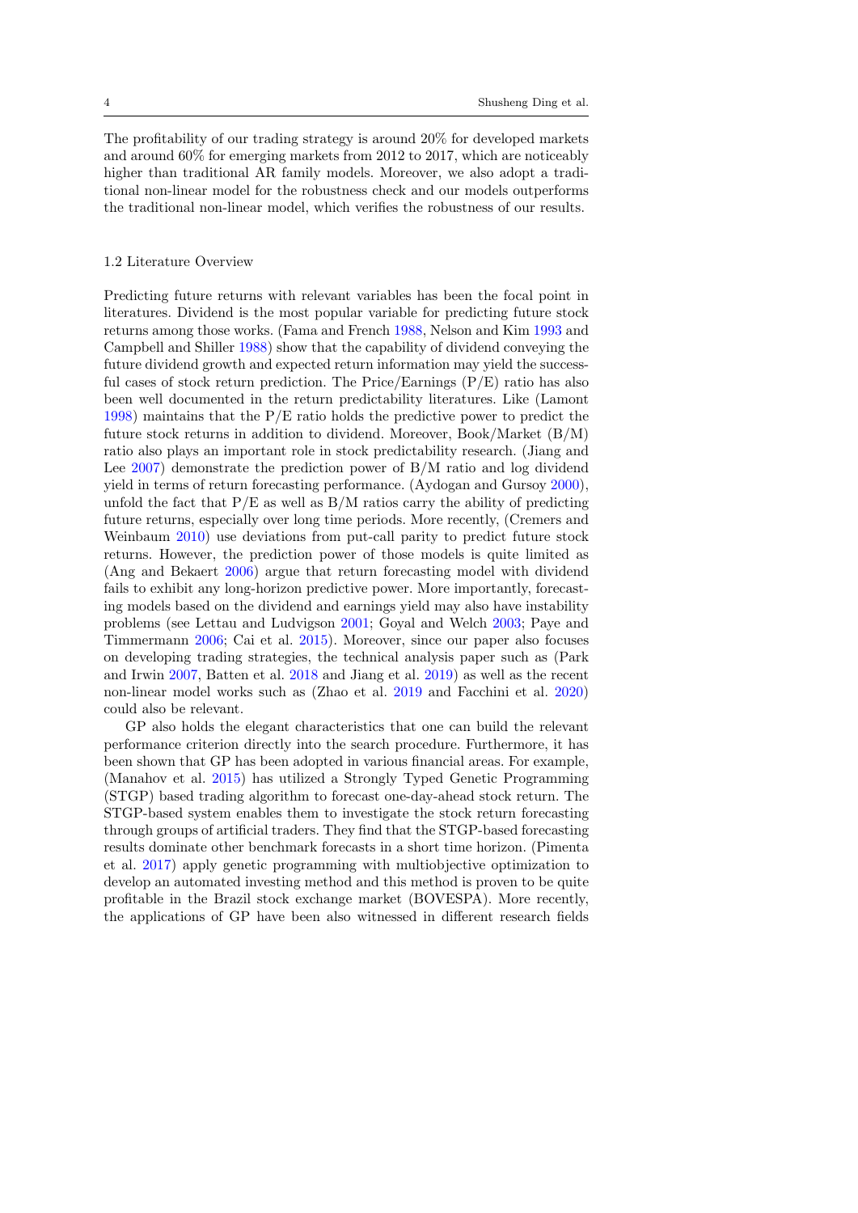The profitability of our trading strategy is around 20% for developed markets and around 60% for emerging markets from 2012 to 2017, which are noticeably higher than traditional AR family models. Moreover, we also adopt a traditional non-linear model for the robustness check and our models outperforms the traditional non-linear model, which verifies the robustness of our results.

### 1.2 Literature Overview

Predicting future returns with relevant variables has been the focal point in literatures. Dividend is the most popular variable for predicting future stock returns among those works. (Fama and French 1988, Nelson and Kim 1993 and Campbell and Shiller 1988) show that the capability of dividend conveying the future dividend growth and expected return information may yield the successful cases of stock return prediction. The Price/Earnings (P/E) ratio has also been well documented in the return predictability literatures. Like (Lamont 1998) maintains that the P/E ratio holds the predictive power to predict the future stock returns in addition to dividend. Moreover, Book/Market (B/M) ratio also plays an important role in stock predictability research. (Jiang and Lee 2007) demonstrate the prediction power of B/M ratio and log dividend yield in terms of return forecasting performance. (Aydogan and Gursoy 2000), unfold the fact that P/E as well as B/M ratios carry the ability of predicting future returns, especially over long time periods. More recently, (Cremers and Weinbaum 2010) use deviations from put-call parity to predict future stock returns. However, the prediction power of those models is quite limited as (Ang and Bekaert 2006) argue that return forecasting model with dividend fails to exhibit any long-horizon predictive power. More importantly, forecasting models based on the dividend and earnings yield may also have instability problems (see Lettau and Ludvigson 2001; Goyal and Welch 2003; Paye and Timmermann 2006; Cai et al. 2015). Moreover, since our paper also focuses on developing trading strategies, the technical analysis paper such as (Park and Irwin 2007, Batten et al. 2018 and Jiang et al. 2019) as well as the recent non-linear model works such as (Zhao et al. 2019 and Facchini et al. 2020) could also be relevant.

GP also holds the elegant characteristics that one can build the relevant performance criterion directly into the search procedure. Furthermore, it has been shown that GP has been adopted in various financial areas. For example, (Manahov et al. 2015) has utilized a Strongly Typed Genetic Programming (STGP) based trading algorithm to forecast one-day-ahead stock return. The STGP-based system enables them to investigate the stock return forecasting through groups of artificial traders. They find that the STGP-based forecasting results dominate other benchmark forecasts in a short time horizon. (Pimenta et al. 2017) apply genetic programming with multiobjective optimization to develop an automated investing method and this method is proven to be quite profitable in the Brazil stock exchange market (BOVESPA). More recently, the applications of GP have been also witnessed in different research fields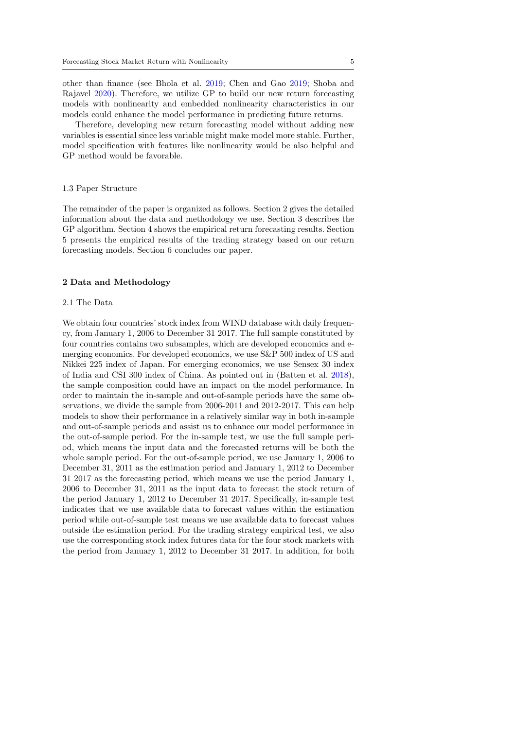other than finance (see Bhola et al. 2019; Chen and Gao 2019; Shoba and Rajavel 2020). Therefore, we utilize GP to build our new return forecasting models with nonlinearity and embedded nonlinearity characteristics in our models could enhance the model performance in predicting future returns.

Therefore, developing new return forecasting model without adding new variables is essential since less variable might make model more stable. Further, model specification with features like nonlinearity would be also helpful and GP method would be favorable.

### 1.3 Paper Structure

The remainder of the paper is organized as follows. Section 2 gives the detailed information about the data and methodology we use. Section 3 describes the GP algorithm. Section 4 shows the empirical return forecasting results. Section 5 presents the empirical results of the trading strategy based on our return forecasting models. Section 6 concludes our paper.

## 2 Data and Methodology

### 2.1 The Data

We obtain four countries' stock index from WIND database with daily frequency, from January 1, 2006 to December 31 2017. The full sample constituted by four countries contains two subsamples, which are developed economics and emerging economics. For developed economics, we use S&P 500 index of US and Nikkei 225 index of Japan. For emerging economics, we use Sensex 30 index of India and CSI 300 index of China. As pointed out in (Batten et al. 2018), the sample composition could have an impact on the model performance. In order to maintain the in-sample and out-of-sample periods have the same observations, we divide the sample from 2006-2011 and 2012-2017. This can help models to show their performance in a relatively similar way in both in-sample and out-of-sample periods and assist us to enhance our model performance in the out-of-sample period. For the in-sample test, we use the full sample period, which means the input data and the forecasted returns will be both the whole sample period. For the out-of-sample period, we use January 1, 2006 to December 31, 2011 as the estimation period and January 1, 2012 to December 31 2017 as the forecasting period, which means we use the period January 1, 2006 to December 31, 2011 as the input data to forecast the stock return of the period January 1, 2012 to December 31 2017. Specifically, in-sample test indicates that we use available data to forecast values within the estimation period while out-of-sample test means we use available data to forecast values outside the estimation period. For the trading strategy empirical test, we also use the corresponding stock index futures data for the four stock markets with the period from January 1, 2012 to December 31 2017. In addition, for both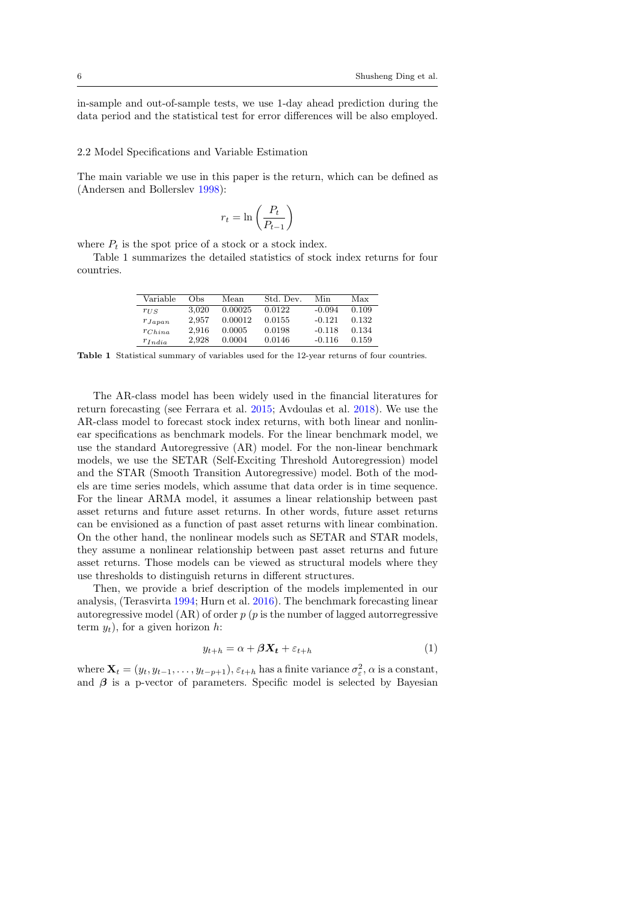in-sample and out-of-sample tests, we use 1-day ahead prediction during the data period and the statistical test for error differences will be also employed.

### 2.2 Model Specifications and Variable Estimation

The main variable we use in this paper is the return, which can be defined as (Andersen and Bollerslev 1998):

$$r_t = \ln\left(\frac{P_t}{P_{t-1}}\right)$$

where $P_t$ is the spot price of a stock or a stock index.

Table 1 summarizes the detailed statistics of stock index returns for four countries.

| Variable | Obs | Mean | Std. Dev. | Min | Max |
|---|---|---|---|---|---|
| $r_{US}$ | 3,020 | 0.00025 | 0.0122 | -0.094 | 0.109 |
| $r_{Japan}$ | 2,957 | 0.00012 | 0.0155 | -0.121 | 0.132 |
| $r_{China}$ | 2,916 | 0.0005 | 0.0198 | -0.118 | 0.134 |
| $r_{India}$ | 2,928 | 0.0004 | 0.0146 | -0.116 | 0.159 |

**Table 1** Statistical summary of variables used for the 12-year returns of four countries.

The AR-class model has been widely used in the financial literatures for return forecasting (see Ferrara et al. 2015; Avdoulas et al. 2018). We use the AR-class model to forecast stock index returns, with both linear and nonlinear specifications as benchmark models. For the linear benchmark model, we use the standard Autoregressive (AR) model. For the non-linear benchmark models, we use the SETAR (Self-Exciting Threshold Autoregression) model and the STAR (Smooth Transition Autoregressive) model. Both of the models are time series models, which assume that data order is in time sequence. For the linear ARMA model, it assumes a linear relationship between past asset returns and future asset returns. In other words, future asset returns can be envisioned as a function of past asset returns with linear combination. On the other hand, the nonlinear models such as SETAR and STAR models, they assume a nonlinear relationship between past asset returns and future asset returns. Those models can be viewed as structural models where they use thresholds to distinguish returns in different structures.

Then, we provide a brief description of the models implemented in our analysis, (Terasvirta 1994; Hurn et al. 2016). The benchmark forecasting linear autoregressive model (AR) of order $p$ ($p$ is the number of lagged autorregressive term $y_t$), for a given horizon $h$:

$$y_{t+h} = \alpha + \boldsymbol{\beta} \boldsymbol{X_t} + \varepsilon_{t+h} \tag{1}$$

where $\mathbf{X}_t = (y_t, y_{t-1}, \ldots, y_{t-p+1})$, $\varepsilon_{t+h}$ has a finite variance $\sigma_{\varepsilon}^2$, $\alpha$ is a constant, and $\boldsymbol{\beta}$ is a p-vector of parameters. Specific model is selected by Bayesian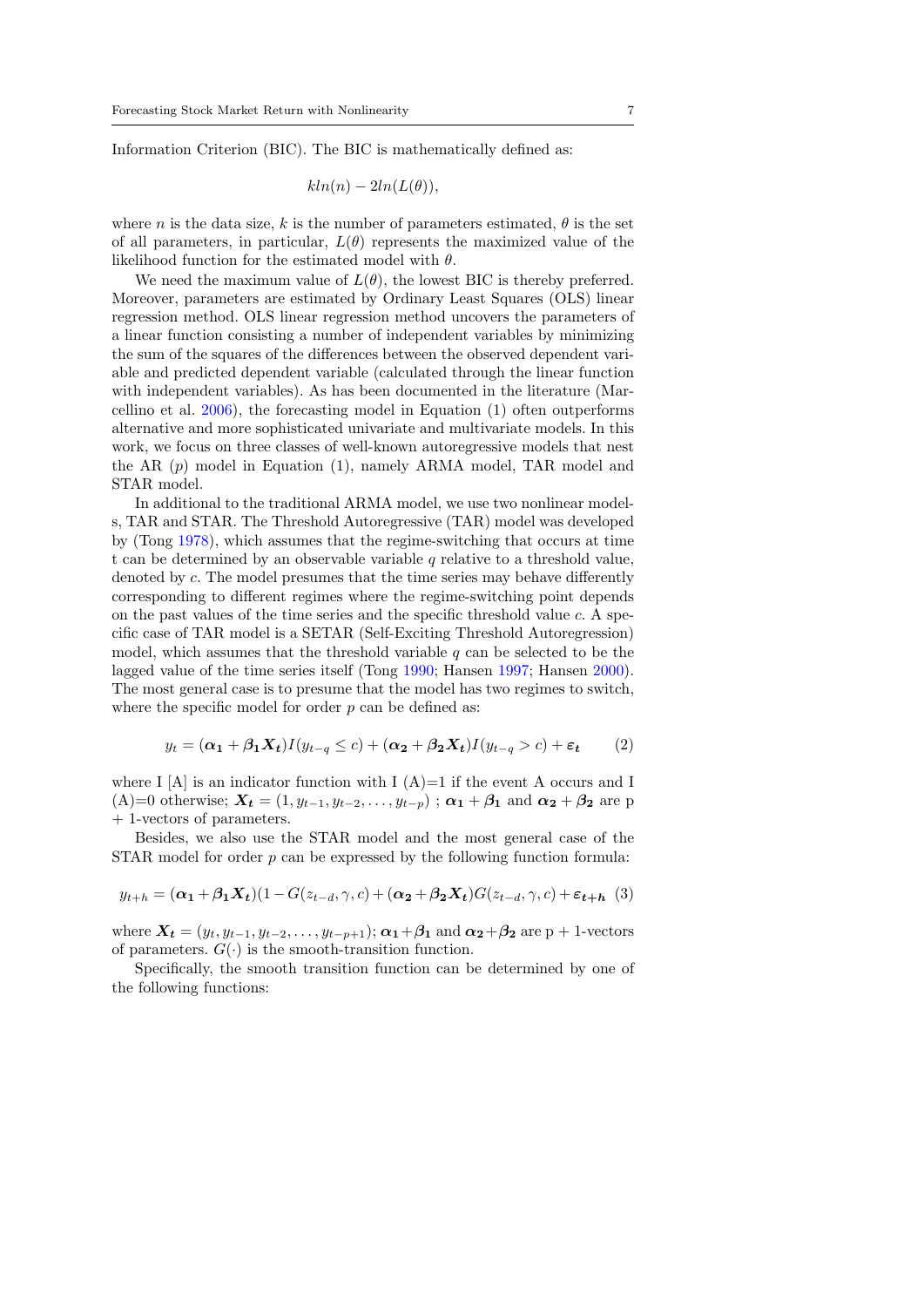Information Criterion (BIC). The BIC is mathematically defined as:

$$kln(n) - 2ln(L(\theta)),$$

where $n$ is the data size, $k$ is the number of parameters estimated, $\theta$ is the set of all parameters, in particular, $L(\theta)$ represents the maximized value of the likelihood function for the estimated model with $\theta$.

We need the maximum value of $L(\theta)$, the lowest BIC is thereby preferred. Moreover, parameters are estimated by Ordinary Least Squares (OLS) linear regression method. OLS linear regression method uncovers the parameters of a linear function consisting a number of independent variables by minimizing the sum of the squares of the differences between the observed dependent variable and predicted dependent variable (calculated through the linear function with independent variables). As has been documented in the literature (Marcellino et al. 2006), the forecasting model in Equation (1) often outperforms alternative and more sophisticated univariate and multivariate models. In this work, we focus on three classes of well-known autoregressive models that nest the AR ($p$) model in Equation (1), namely ARMA model, TAR model and STAR model.

In additional to the traditional ARMA model, we use two nonlinear models, TAR and STAR. The Threshold Autoregressive (TAR) model was developed by (Tong 1978), which assumes that the regime-switching that occurs at time t can be determined by an observable variable $q$ relative to a threshold value, denoted by $c$. The model presumes that the time series may behave differently corresponding to different regimes where the regime-switching point depends on the past values of the time series and the specific threshold value $c$. A specific case of TAR model is a SETAR (Self-Exciting Threshold Autoregression) model, which assumes that the threshold variable $q$ can be selected to be the lagged value of the time series itself (Tong 1990; Hansen 1997; Hansen 2000). The most general case is to presume that the model has two regimes to switch, where the specific model for order $p$ can be defined as:

$$y_t = (\boldsymbol{\alpha_1} + \boldsymbol{\beta_1 X_t}) I(y_{t-q} \leq c) + (\boldsymbol{\alpha_2} + \boldsymbol{\beta_2 X_t}) I(y_{t-q} > c) + \boldsymbol{\varepsilon_t} \qquad (2)$$

where I [A] is an indicator function with I (A)=1 if the event A occurs and I (A)=0 otherwise; $\boldsymbol{X_t} = (1, y_{t-1}, y_{t-2}, \ldots, y_{t-p})$ ; $\boldsymbol{\alpha_1} + \boldsymbol{\beta_1}$ and $\boldsymbol{\alpha_2} + \boldsymbol{\beta_2}$ are p + 1-vectors of parameters.

Besides, we also use the STAR model and the most general case of the STAR model for order $p$ can be expressed by the following function formula:

$$y_{t+h} = (\boldsymbol{\alpha_1} + \boldsymbol{\beta_1 X_t})(1 - G(z_{t-d}, \gamma, c) + (\boldsymbol{\alpha_2} + \boldsymbol{\beta_2 X_t}) G(z_{t-d}, \gamma, c) + \boldsymbol{\varepsilon_{t+h}} \quad (3)$$

where $\boldsymbol{X_t} = (y_t, y_{t-1}, y_{t-2}, \ldots, y_{t-p+1})$; $\boldsymbol{\alpha_1} + \boldsymbol{\beta_1}$ and $\boldsymbol{\alpha_2} + \boldsymbol{\beta_2}$ are p + 1-vectors of parameters. $G(\cdot)$ is the smooth-transition function.

Specifically, the smooth transition function can be determined by one of the following functions: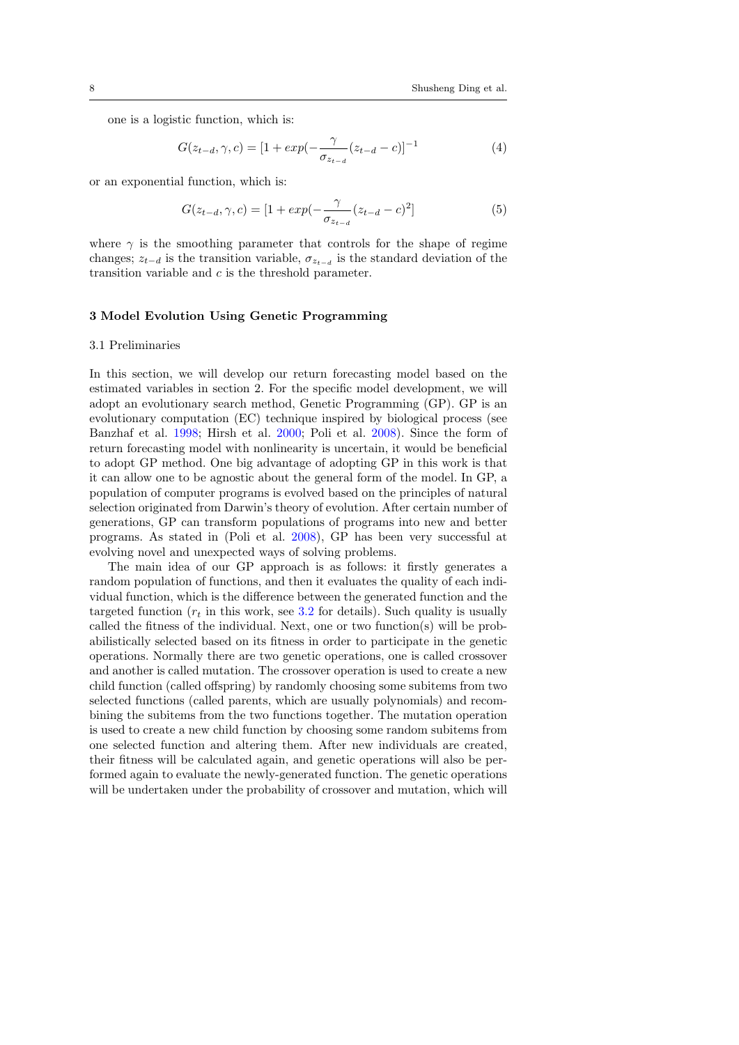one is a logistic function, which is:

$$G(z_{t-d}, \gamma, c) = [1 + exp(-\frac{\gamma}{\sigma_{z_{t-d}}}(z_{t-d} - c)]^{-1} \tag{4}$$

or an exponential function, which is:

$$G(z_{t-d}, \gamma, c) = [1 + exp(-\frac{\gamma}{\sigma_{z_{t-d}}}(z_{t-d} - c)^2] \tag{5}$$

where $\gamma$ is the smoothing parameter that controls for the shape of regime changes; $z_{t-d}$ is the transition variable, $\sigma_{z_{t-d}}$ is the standard deviation of the transition variable and $c$ is the threshold parameter.

## 3 Model Evolution Using Genetic Programming

### 3.1 Preliminaries

In this section, we will develop our return forecasting model based on the estimated variables in section 2. For the specific model development, we will adopt an evolutionary search method, Genetic Programming (GP). GP is an evolutionary computation (EC) technique inspired by biological process (see Banzhaf et al. 1998; Hirsh et al. 2000; Poli et al. 2008). Since the form of return forecasting model with nonlinearity is uncertain, it would be beneficial to adopt GP method. One big advantage of adopting GP in this work is that it can allow one to be agnostic about the general form of the model. In GP, a population of computer programs is evolved based on the principles of natural selection originated from Darwin's theory of evolution. After certain number of generations, GP can transform populations of programs into new and better programs. As stated in (Poli et al. 2008), GP has been very successful at evolving novel and unexpected ways of solving problems.

The main idea of our GP approach is as follows: it firstly generates a random population of functions, and then it evaluates the quality of each individual function, which is the difference between the generated function and the targeted function ($r_t$ in this work, see 3.2 for details). Such quality is usually called the fitness of the individual. Next, one or two function(s) will be probabilistically selected based on its fitness in order to participate in the genetic operations. Normally there are two genetic operations, one is called crossover and another is called mutation. The crossover operation is used to create a new child function (called offspring) by randomly choosing some subitems from two selected functions (called parents, which are usually polynomials) and recombining the subitems from the two functions together. The mutation operation is used to create a new child function by choosing some random subitems from one selected function and altering them. After new individuals are created, their fitness will be calculated again, and genetic operations will also be performed again to evaluate the newly-generated function. The genetic operations will be undertaken under the probability of crossover and mutation, which will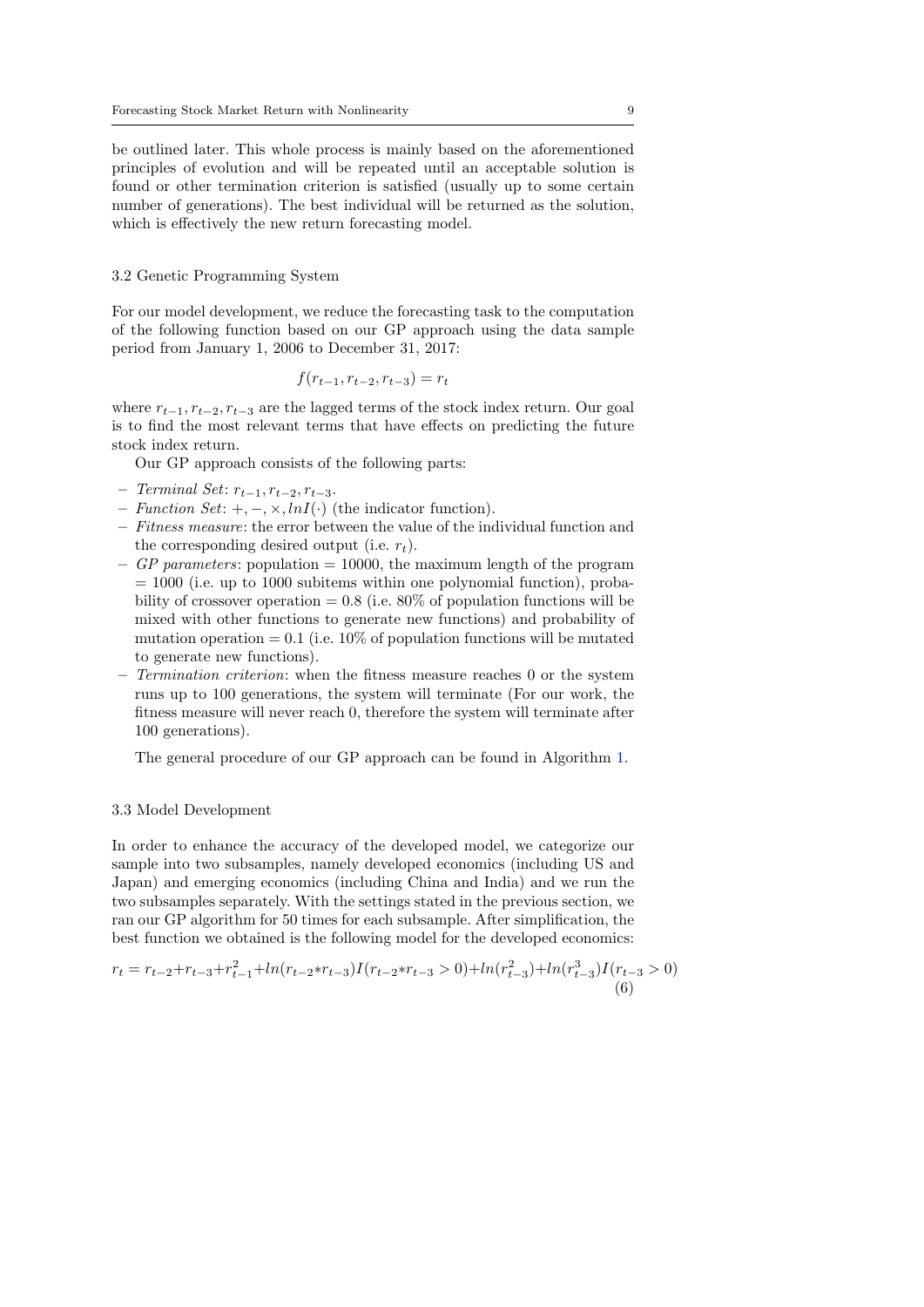be outlined later. This whole process is mainly based on the aforementioned principles of evolution and will be repeated until an acceptable solution is found or other termination criterion is satisfied (usually up to some certain number of generations). The best individual will be returned as the solution, which is effectively the new return forecasting model.

### 3.2 Genetic Programming System

For our model development, we reduce the forecasting task to the computation of the following function based on our GP approach using the data sample period from January 1, 2006 to December 31, 2017:

$$f(r_{t-1}, r_{t-2}, r_{t-3}) = r_t$$

where $r_{t-1}, r_{t-2}, r_{t-3}$ are the lagged terms of the stock index return. Our goal is to find the most relevant terms that have effects on predicting the future stock index return.

Our GP approach consists of the following parts:

- *Terminal Set*: $r_{t-1}, r_{t-2}, r_{t-3}$.
- *Function Set*: $+, -, \times, lnI(\cdot)$ (the indicator function).
- *Fitness measure*: the error between the value of the individual function and the corresponding desired output (i.e. $r_t$).
- *GP parameters*: population = 10000, the maximum length of the program = 1000 (i.e. up to 1000 subitems within one polynomial function), probability of crossover operation = 0.8 (i.e. 80% of population functions will be mixed with other functions to generate new functions) and probability of mutation operation = 0.1 (i.e. 10% of population functions will be mutated to generate new functions).
- *Termination criterion*: when the fitness measure reaches 0 or the system runs up to 100 generations, the system will terminate (For our work, the fitness measure will never reach 0, therefore the system will terminate after 100 generations).

The general procedure of our GP approach can be found in Algorithm 1.

### 3.3 Model Development

In order to enhance the accuracy of the developed model, we categorize our sample into two subsamples, namely developed economics (including US and Japan) and emerging economics (including China and India) and we run the two subsamples separately. With the settings stated in the previous section, we ran our GP algorithm for 50 times for each subsample. After simplification, the best function we obtained is the following model for the developed economics:

$$r_t = r_{t-2} + r_{t-3} + r_{t-1}^2 + ln(r_{t-2} * r_{t-3})I(r_{t-2} * r_{t-3} > 0) + ln(r_{t-3}^2) + ln(r_{t-3}^3)I(r_{t-3} > 0) \tag{6}$$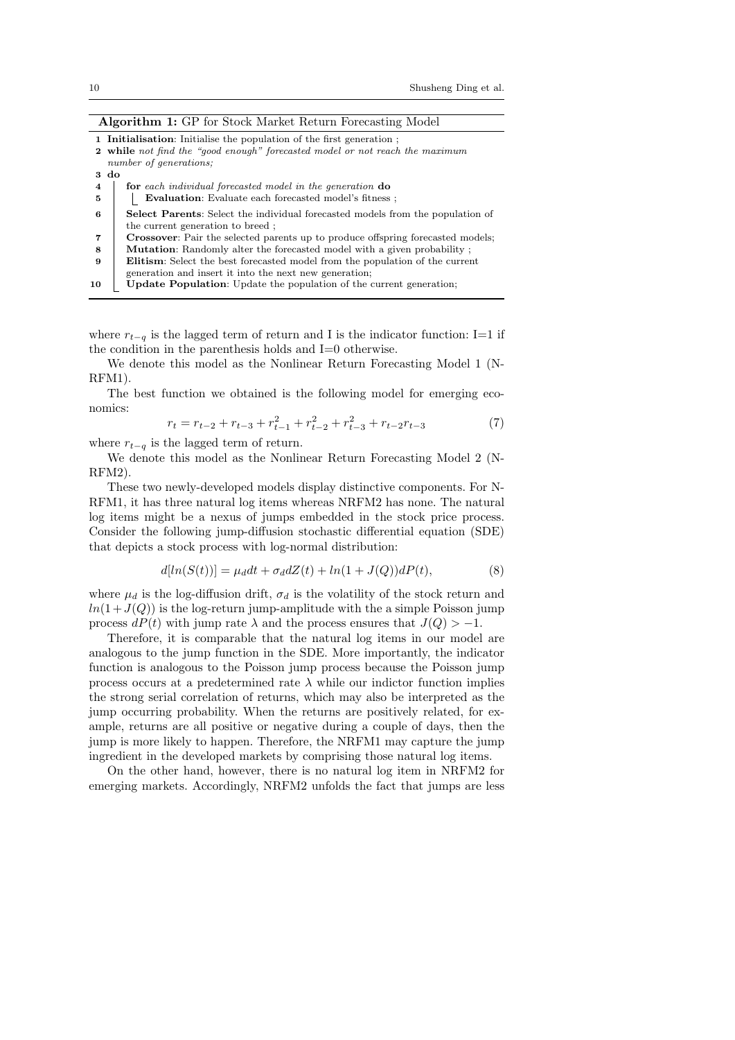**Algorithm 1:** GP for Stock Market Return Forecasting Model

```
1  Initialisation: Initialise the population of the first generation ;
2  while not find the "good enough" forecasted model or not reach the maximum
   number of generations;
3  do
4      for each individual forecasted model in the generation do
5          Evaluation: Evaluate each forecasted model's fitness ;
6      Select Parents: Select the individual forecasted models from the population of
       the current generation to breed ;
7      Crossover: Pair the selected parents up to produce offspring forecasted models;
8      Mutation: Randomly alter the forecasted model with a given probability ;
9      Elitism: Select the best forecasted model from the population of the current
       generation and insert it into the next new generation;
10     Update Population: Update the population of the current generation;
```

where $r_{t-q}$ is the lagged term of return and I is the indicator function: I=1 if the condition in the parenthesis holds and I=0 otherwise.

We denote this model as the Nonlinear Return Forecasting Model 1 (N-RFM1).

The best function we obtained is the following model for emerging economics:

$$r_t = r_{t-2} + r_{t-3} + r_{t-1}^2 + r_{t-2}^2 + r_{t-3}^2 + r_{t-2}r_{t-3} \tag{7}$$

where $r_{t-q}$ is the lagged term of return.

We denote this model as the Nonlinear Return Forecasting Model 2 (N-RFM2).

These two newly-developed models display distinctive components. For N-RFM1, it has three natural log items whereas NRFM2 has none. The natural log items might be a nexus of jumps embedded in the stock price process. Consider the following jump-diffusion stochastic differential equation (SDE) that depicts a stock process with log-normal distribution:

$$d[ln(S(t))] = \mu_d dt + \sigma_d dZ(t) + ln(1 + J(Q))dP(t), \tag{8}$$

where $\mu_d$ is the log-diffusion drift, $\sigma_d$ is the volatility of the stock return and $ln(1+J(Q))$ is the log-return jump-amplitude with the a simple Poisson jump process $dP(t)$ with jump rate $\lambda$ and the process ensures that $J(Q) > -1$.

Therefore, it is comparable that the natural log items in our model are analogous to the jump function in the SDE. More importantly, the indicator function is analogous to the Poisson jump process because the Poisson jump process occurs at a predetermined rate $\lambda$ while our indictor function implies the strong serial correlation of returns, which may also be interpreted as the jump occurring probability. When the returns are positively related, for example, returns are all positive or negative during a couple of days, then the jump is more likely to happen. Therefore, the NRFM1 may capture the jump ingredient in the developed markets by comprising those natural log items.

On the other hand, however, there is no natural log item in NRFM2 for emerging markets. Accordingly, NRFM2 unfolds the fact that jumps are less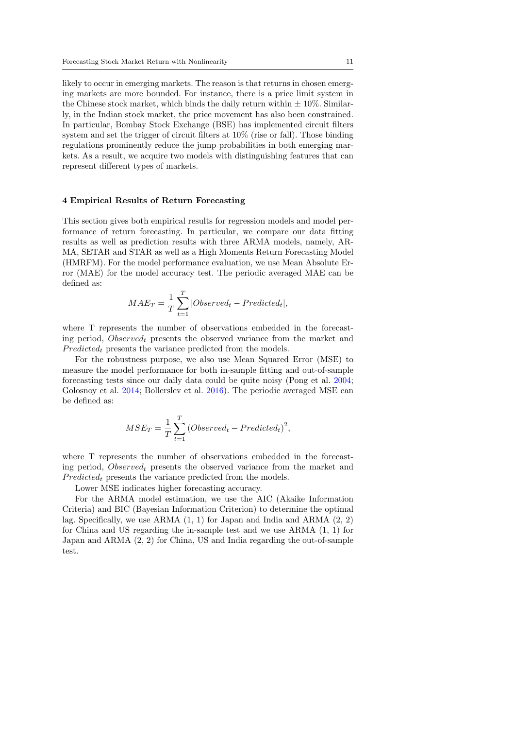likely to occur in emerging markets. The reason is that returns in chosen emerging markets are more bounded. For instance, there is a price limit system in the Chinese stock market, which binds the daily return within ± 10%. Similarly, in the Indian stock market, the price movement has also been constrained. In particular, Bombay Stock Exchange (BSE) has implemented circuit filters system and set the trigger of circuit filters at 10% (rise or fall). Those binding regulations prominently reduce the jump probabilities in both emerging markets. As a result, we acquire two models with distinguishing features that can represent different types of markets.

## 4 Empirical Results of Return Forecasting

This section gives both empirical results for regression models and model performance of return forecasting. In particular, we compare our data fitting results as well as prediction results with three ARMA models, namely, ARMA, SETAR and STAR as well as a High Moments Return Forecasting Model (HMRFM). For the model performance evaluation, we use Mean Absolute Error (MAE) for the model accuracy test. The periodic averaged MAE can be defined as:

$$MAE_T = \frac{1}{T} \sum_{t=1}^{T} |Observed_t - Predicted_t|,$$

where T represents the number of observations embedded in the forecasting period, $Observed_t$ presents the observed variance from the market and $Predicted_t$ presents the variance predicted from the models.

For the robustness purpose, we also use Mean Squared Error (MSE) to measure the model performance for both in-sample fitting and out-of-sample forecasting tests since our daily data could be quite noisy (Pong et al. 2004; Golosnoy et al. 2014; Bollerslev et al. 2016). The periodic averaged MSE can be defined as:

$$MSE_T = \frac{1}{T} \sum_{t=1}^{T} (Observed_t - Predicted_t)^2,$$

where T represents the number of observations embedded in the forecasting period, $Observed_t$ presents the observed variance from the market and $Predicted_t$ presents the variance predicted from the models.

Lower MSE indicates higher forecasting accuracy.

For the ARMA model estimation, we use the AIC (Akaike Information Criteria) and BIC (Bayesian Information Criterion) to determine the optimal lag. Specifically, we use ARMA (1, 1) for Japan and India and ARMA (2, 2) for China and US regarding the in-sample test and we use ARMA (1, 1) for Japan and ARMA (2, 2) for China, US and India regarding the out-of-sample test.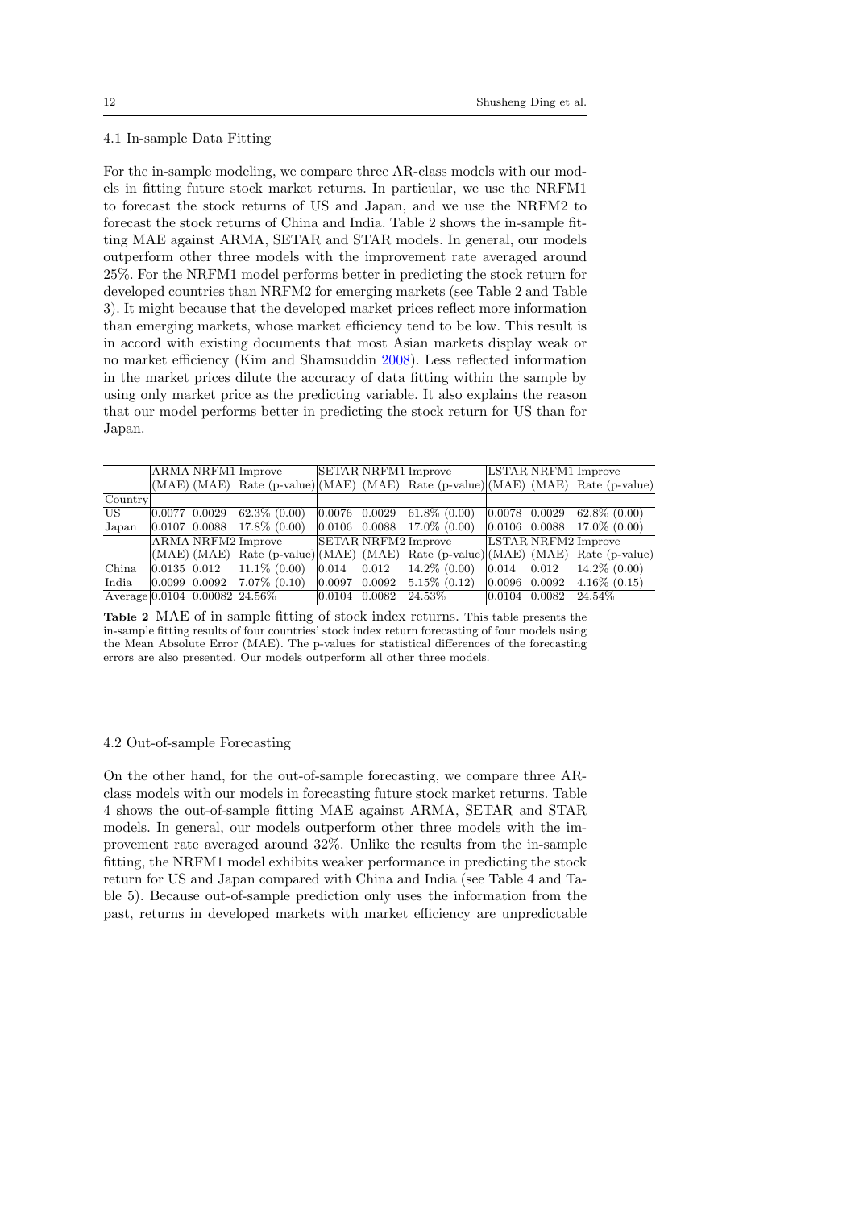### 4.1 In-sample Data Fitting

For the in-sample modeling, we compare three AR-class models with our models in fitting future stock market returns. In particular, we use the NRFM1 to forecast the stock returns of US and Japan, and we use the NRFM2 to forecast the stock returns of China and India. Table 2 shows the in-sample fitting MAE against ARMA, SETAR and STAR models. In general, our models outperform other three models with the improvement rate averaged around 25%. For the NRFM1 model performs better in predicting the stock return for developed countries than NRFM2 for emerging markets (see Table 2 and Table 3). It might because that the developed market prices reflect more information than emerging markets, whose market efficiency tend to be low. This result is in accord with existing documents that most Asian markets display weak or no market efficiency (Kim and Shamsuddin 2008). Less reflected information in the market prices dilute the accuracy of data fitting within the sample by using only market price as the predicting variable. It also explains the reason that our model performs better in predicting the stock return for US than for Japan.

| | ARMA (MAE) | NRFM1 (MAE) | Improve Rate (p-value) | SETAR (MAE) | NRFM1 (MAE) | Improve Rate (p-value) | LSTAR (MAE) | NRFM1 (MAE) | Improve Rate (p-value) |
|---|---|---|---|---|---|---|---|---|---|
| Country | | | | | | | | | |
| US | 0.0077 | 0.0029 | 62.3% (0.00) | 0.0076 | 0.0029 | 61.8% (0.00) | 0.0078 | 0.0029 | 62.8% (0.00) |
| Japan | 0.0107 | 0.0088 | 17.8% (0.00) | 0.0106 | 0.0088 | 17.0% (0.00) | 0.0106 | 0.0088 | 17.0% (0.00) |
| | ARMA (MAE) | NRFM2 (MAE) | Improve Rate (p-value) | SETAR (MAE) | NRFM2 (MAE) | Improve Rate (p-value) | LSTAR (MAE) | NRFM2 (MAE) | Improve Rate (p-value) |
| China | 0.0135 | 0.012 | 11.1% (0.00) | 0.014 | 0.012 | 14.2% (0.00) | 0.014 | 0.012 | 14.2% (0.00) |
| India | 0.0099 | 0.0092 | 7.07% (0.10) | 0.0097 | 0.0092 | 5.15% (0.12) | 0.0096 | 0.0092 | 4.16% (0.15) |
| Average | 0.0104 | 0.00082 | 24.56% | 0.0104 | 0.0082 | 24.53% | 0.0104 | 0.0082 | 24.54% |

**Table 2** MAE of in sample fitting of stock index returns. This table presents the in-sample fitting results of four countries' stock index return forecasting of four models using the Mean Absolute Error (MAE). The p-values for statistical differences of the forecasting errors are also presented. Our models outperform all other three models.

### 4.2 Out-of-sample Forecasting

On the other hand, for the out-of-sample forecasting, we compare three AR-class models with our models in forecasting future stock market returns. Table 4 shows the out-of-sample fitting MAE against ARMA, SETAR and STAR models. In general, our models outperform other three models with the improvement rate averaged around 32%. Unlike the results from the in-sample fitting, the NRFM1 model exhibits weaker performance in predicting the stock return for US and Japan compared with China and India (see Table 4 and Table 5). Because out-of-sample prediction only uses the information from the past, returns in developed markets with market efficiency are unpredictable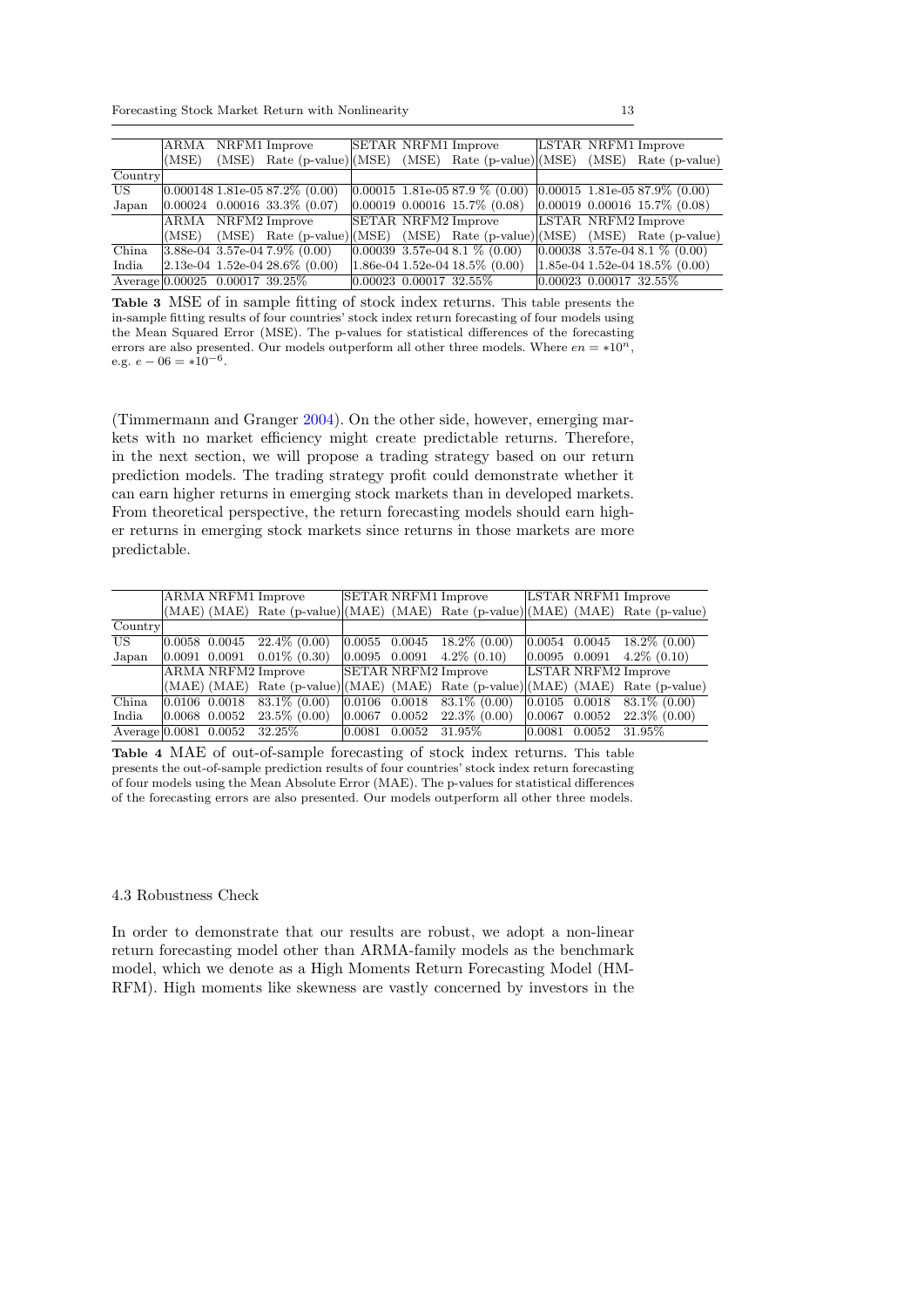| | ARMA | NRFM1 | Improve | SETAR | NRFM1 | Improve | LSTAR | NRFM1 | Improve |
|---|---|---|---|---|---|---|---|---|---|
| | (MSE) | (MSE) | Rate (p-value) | (MSE) | (MSE) | Rate (p-value) | (MSE) | (MSE) | Rate (p-value) |
| Country | | | | | | | | | |
| US | 0.000148 | 1.81e-05 | 87.2% (0.00) | 0.00015 | 1.81e-05 | 87.9 % (0.00) | 0.00015 | 1.81e-05 | 87.9% (0.00) |
| Japan | 0.00024 | 0.00016 | 33.3% (0.07) | 0.00019 | 0.00016 | 15.7% (0.08) | 0.00019 | 0.00016 | 15.7% (0.08) |
| | ARMA | NRFM2 | Improve | SETAR | NRFM2 | Improve | LSTAR | NRFM2 | Improve |
| | (MSE) | (MSE) | Rate (p-value) | (MSE) | (MSE) | Rate (p-value) | (MSE) | (MSE) | Rate (p-value) |
| China | 3.88e-04 | 3.57e-04 | 7.9% (0.00) | 0.00039 | 3.57e-04 | 8.1 % (0.00) | 0.00038 | 3.57e-04 | 8.1 % (0.00) |
| India | 2.13e-04 | 1.52e-04 | 28.6% (0.00) | 1.86e-04 | 1.52e-04 | 18.5% (0.00) | 1.85e-04 | 1.52e-04 | 18.5% (0.00) |
| Average | 0.00025 | 0.00017 | 39.25% | 0.00023 | 0.00017 | 32.55% | 0.00023 | 0.00017 | 32.55% |

**Table 3** MSE of in sample fitting of stock index returns. This table presents the in-sample fitting results of four countries' stock index return forecasting of four models using the Mean Squared Error (MSE). The p-values for statistical differences of the forecasting errors are also presented. Our models outperform all other three models. Where $en = *10^n$, e.g. $e-06 = *10^{-6}$.

(Timmermann and Granger 2004). On the other side, however, emerging markets with no market efficiency might create predictable returns. Therefore, in the next section, we will propose a trading strategy based on our return prediction models. The trading strategy profit could demonstrate whether it can earn higher returns in emerging stock markets than in developed markets. From theoretical perspective, the return forecasting models should earn higher returns in emerging stock markets since returns in those markets are more predictable.

| | ARMA | NRFM1 | Improve | SETAR | NRFM1 | Improve | LSTAR | NRFM1 | Improve |
|---|---|---|---|---|---|---|---|---|---|
| | (MAE) | (MAE) | Rate (p-value) | (MAE) | (MAE) | Rate (p-value) | (MAE) | (MAE) | Rate (p-value) |
| Country | | | | | | | | | |
| US | 0.0058 | 0.0045 | 22.4% (0.00) | 0.0055 | 0.0045 | 18.2% (0.00) | 0.0054 | 0.0045 | 18.2% (0.00) |
| Japan | 0.0091 | 0.0091 | 0.01% (0.30) | 0.0095 | 0.0091 | 4.2% (0.10) | 0.0095 | 0.0091 | 4.2% (0.10) |
| | ARMA | NRFM2 | Improve | SETAR | NRFM2 | Improve | LSTAR | NRFM2 | Improve |
| | (MAE) | (MAE) | Rate (p-value) | (MAE) | (MAE) | Rate (p-value) | (MAE) | (MAE) | Rate (p-value) |
| China | 0.0106 | 0.0018 | 83.1% (0.00) | 0.0106 | 0.0018 | 83.1% (0.00) | 0.0105 | 0.0018 | 83.1% (0.00) |
| India | 0.0068 | 0.0052 | 23.5% (0.00) | 0.0067 | 0.0052 | 22.3% (0.00) | 0.0067 | 0.0052 | 22.3% (0.00) |
| Average | 0.0081 | 0.0052 | 32.25% | 0.0081 | 0.0052 | 31.95% | 0.0081 | 0.0052 | 31.95% |

**Table 4** MAE of out-of-sample forecasting of stock index returns. This table presents the out-of-sample prediction results of four countries' stock index return forecasting of four models using the Mean Absolute Error (MAE). The p-values for statistical differences of the forecasting errors are also presented. Our models outperform all other three models.

### 4.3 Robustness Check

In order to demonstrate that our results are robust, we adopt a non-linear return forecasting model other than ARMA-family models as the benchmark model, which we denote as a High Moments Return Forecasting Model (HM-RFM). High moments like skewness are vastly concerned by investors in the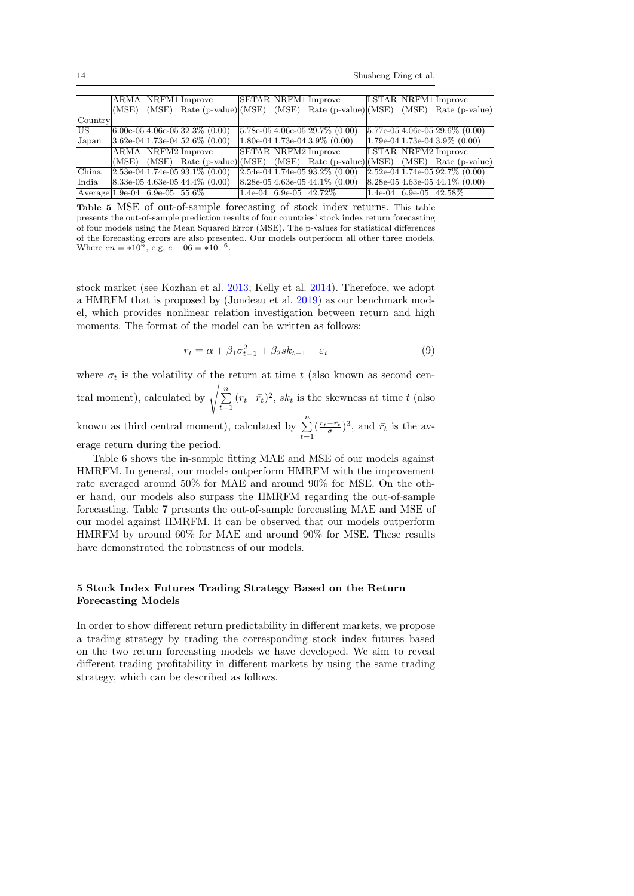| | ARMA (MSE) | NRFM1 (MSE) | Improve Rate (p-value) | SETAR (MSE) | NRFM1 (MSE) | Improve Rate (p-value) | LSTAR (MSE) | NRFM1 (MSE) | Improve Rate (p-value) |
|---|---|---|---|---|---|---|---|---|---|
| Country | | | | | | | | | |
| US | 6.00e-05 | 4.06e-05 | 32.3% (0.00) | 5.78e-05 | 4.06e-05 | 29.7% (0.00) | 5.77e-05 | 4.06e-05 | 29.6% (0.00) |
| Japan | 3.62e-04 | 1.73e-04 | 52.6% (0.00) | 1.80e-04 | 1.73e-04 | 3.9% (0.00) | 1.79e-04 | 1.73e-04 | 3.9% (0.00) |
| | ARMA (MSE) | NRFM2 (MSE) | Improve Rate (p-value) | SETAR (MSE) | NRFM2 (MSE) | Improve Rate (p-value) | LSTAR (MSE) | NRFM2 (MSE) | Improve Rate (p-value) |
| China | 2.53e-04 | 1.74e-05 | 93.1% (0.00) | 2.54e-04 | 1.74e-05 | 93.2% (0.00) | 2.52e-04 | 1.74e-05 | 92.7% (0.00) |
| India | 8.33e-05 | 4.63e-05 | 44.4% (0.00) | 8.28e-05 | 4.63e-05 | 44.1% (0.00) | 8.28e-05 | 4.63e-05 | 44.1% (0.00) |
| Average | 1.9e-04 | 6.9e-05 | 55.6% | 1.4e-04 | 6.9e-05 | 42.72% | 1.4e-04 | 6.9e-05 | 42.58% |

**Table 5** MSE of out-of-sample forecasting of stock index returns. This table presents the out-of-sample prediction results of four countries' stock index return forecasting of four models using the Mean Squared Error (MSE). The p-values for statistical differences of the forecasting errors are also presented. Our models outperform all other three models. Where $en = *10^n$, e.g. $e-06 = *10^{-6}$.

stock market (see Kozhan et al. 2013; Kelly et al. 2014). Therefore, we adopt a HMRFM that is proposed by (Jondeau et al. 2019) as our benchmark model, which provides nonlinear relation investigation between return and high moments. The format of the model can be written as follows:

$$r_t = \alpha + \beta_1 \sigma_{t-1}^2 + \beta_2 sk_{t-1} + \varepsilon_t \tag{9}$$

where $\sigma_t$ is the volatility of the return at time $t$ (also known as second central moment), calculated by $\sqrt{\sum_{t=1}^{n}(r_t - \bar{r_t})^2}$, $sk_t$ is the skewness at time $t$ (also known as third central moment), calculated by $\sum_{t=1}^{n}(\frac{r_t - \bar{r_t}}{\sigma})^3$, and $\bar{r_t}$ is the average return during the period.

Table 6 shows the in-sample fitting MAE and MSE of our models against HMRFM. In general, our models outperform HMRFM with the improvement rate averaged around 50% for MAE and around 90% for MSE. On the other hand, our models also surpass the HMRFM regarding the out-of-sample forecasting. Table 7 presents the out-of-sample forecasting MAE and MSE of our model against HMRFM. It can be observed that our models outperform HMRFM by around 60% for MAE and around 90% for MSE. These results have demonstrated the robustness of our models.

## 5 Stock Index Futures Trading Strategy Based on the Return Forecasting Models

In order to show different return predictability in different markets, we propose a trading strategy by trading the corresponding stock index futures based on the two return forecasting models we have developed. We aim to reveal different trading profitability in different markets by using the same trading strategy, which can be described as follows.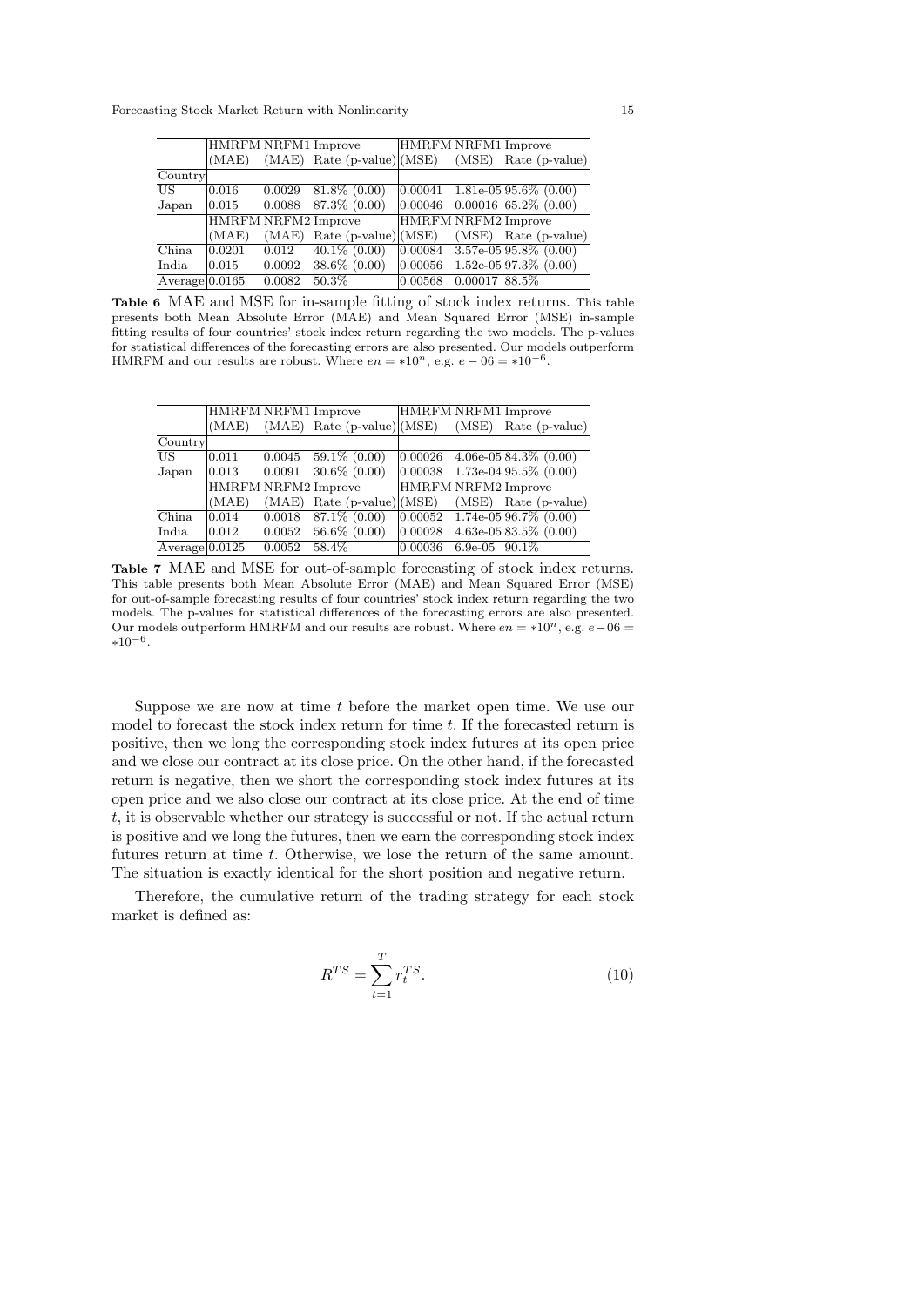| | HMRFM | NRFM1 | Improve | HMRFM | NRFM1 | Improve |
|---|---|---|---|---|---|---|
| | (MAE) | (MAE) | Rate (p-value) | (MSE) | (MSE) | Rate (p-value) |
| Country | | | | | | |
| US | 0.016 | 0.0029 | 81.8% (0.00) | 0.00041 | 1.81e-05 | 95.6% (0.00) |
| Japan | 0.015 | 0.0088 | 87.3% (0.00) | 0.00046 | 0.00016 | 65.2% (0.00) |
| | HMRFM | NRFM2 | Improve | HMRFM | NRFM2 | Improve |
| | (MAE) | (MAE) | Rate (p-value) | (MSE) | (MSE) | Rate (p-value) |
| China | 0.0201 | 0.012 | 40.1% (0.00) | 0.00084 | 3.57e-05 | 95.8% (0.00) |
| India | 0.015 | 0.0092 | 38.6% (0.00) | 0.00056 | 1.52e-05 | 97.3% (0.00) |
| Average | 0.0165 | 0.0082 | 50.3% | 0.00568 | 0.00017 | 88.5% |

**Table 6** MAE and MSE for in-sample fitting of stock index returns. This table presents both Mean Absolute Error (MAE) and Mean Squared Error (MSE) in-sample fitting results of four countries' stock index return regarding the two models. The p-values for statistical differences of the forecasting errors are also presented. Our models outperform HMRFM and our results are robust. Where $en = *10^n$, e.g. $e-06 = *10^{-6}$.

| | HMRFM | NRFM1 | Improve | HMRFM | NRFM1 | Improve |
|---|---|---|---|---|---|---|
| | (MAE) | (MAE) | Rate (p-value) | (MSE) | (MSE) | Rate (p-value) |
| Country | | | | | | |
| US | 0.011 | 0.0045 | 59.1% (0.00) | 0.00026 | 4.06e-05 | 84.3% (0.00) |
| Japan | 0.013 | 0.0091 | 30.6% (0.00) | 0.00038 | 1.73e-04 | 95.5% (0.00) |
| | HMRFM | NRFM2 | Improve | HMRFM | NRFM2 | Improve |
| | (MAE) | (MAE) | Rate (p-value) | (MSE) | (MSE) | Rate (p-value) |
| China | 0.014 | 0.0018 | 87.1% (0.00) | 0.00052 | 1.74e-05 | 96.7% (0.00) |
| India | 0.012 | 0.0052 | 56.6% (0.00) | 0.00028 | 4.63e-05 | 83.5% (0.00) |
| Average | 0.0125 | 0.0052 | 58.4% | 0.00036 | 6.9e-05 | 90.1% |

**Table 7** MAE and MSE for out-of-sample forecasting of stock index returns. This table presents both Mean Absolute Error (MAE) and Mean Squared Error (MSE) for out-of-sample forecasting results of four countries' stock index return regarding the two models. The p-values for statistical differences of the forecasting errors are also presented. Our models outperform HMRFM and our results are robust. Where $en = *10^n$, e.g. $e-06 = *10^{-6}$.

Suppose we are now at time $t$ before the market open time. We use our model to forecast the stock index return for time $t$. If the forecasted return is positive, then we long the corresponding stock index futures at its open price and we close our contract at its close price. On the other hand, if the forecasted return is negative, then we short the corresponding stock index futures at its open price and we also close our contract at its close price. At the end of time $t$, it is observable whether our strategy is successful or not. If the actual return is positive and we long the futures, then we earn the corresponding stock index futures return at time $t$. Otherwise, we lose the return of the same amount. The situation is exactly identical for the short position and negative return.

Therefore, the cumulative return of the trading strategy for each stock market is defined as:

$$R^{TS} = \sum_{t=1}^{T} r_t^{TS}. \tag{10}$$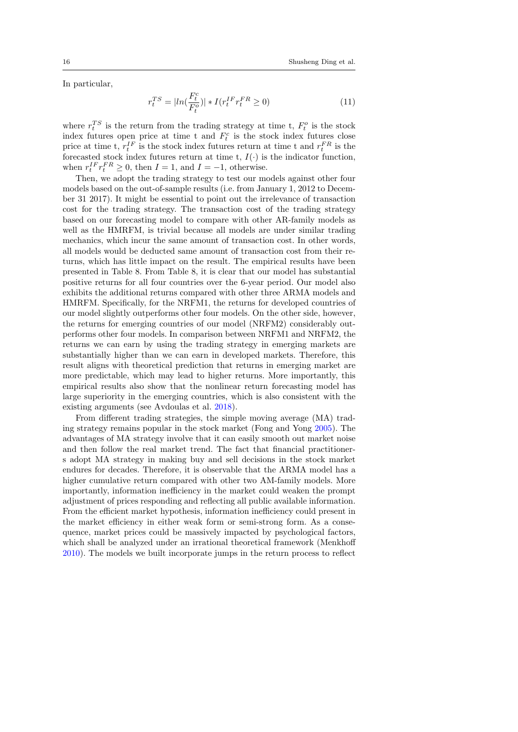In particular,

$$r_t^{TS} = |ln(\frac{F_t^c}{F_t^o})| * I(r_t^{IF} r_t^{FR} \geq 0) \tag{11}$$

where $r_t^{TS}$ is the return from the trading strategy at time t, $F_t^o$ is the stock index futures open price at time t and $F_t^c$ is the stock index futures close price at time t, $r_t^{IF}$ is the stock index futures return at time t and $r_t^{FR}$ is the forecasted stock index futures return at time t, $I(\cdot)$ is the indicator function, when $r_t^{IF} r_t^{FR} \geq 0$, then $I = 1$, and $I = -1$, otherwise.

Then, we adopt the trading strategy to test our models against other four models based on the out-of-sample results (i.e. from January 1, 2012 to December 31 2017). It might be essential to point out the irrelevance of transaction cost for the trading strategy. The transaction cost of the trading strategy based on our forecasting model to compare with other AR-family models as well as the HMRFM, is trivial because all models are under similar trading mechanics, which incur the same amount of transaction cost. In other words, all models would be deducted same amount of transaction cost from their returns, which has little impact on the result. The empirical results have been presented in Table 8. From Table 8, it is clear that our model has substantial positive returns for all four countries over the 6-year period. Our model also exhibits the additional returns compared with other three ARMA models and HMRFM. Specifically, for the NRFM1, the returns for developed countries of our model slightly outperforms other four models. On the other side, however, the returns for emerging countries of our model (NRFM2) considerably outperforms other four models. In comparison between NRFM1 and NRFM2, the returns we can earn by using the trading strategy in emerging markets are substantially higher than we can earn in developed markets. Therefore, this result aligns with theoretical prediction that returns in emerging market are more predictable, which may lead to higher returns. More importantly, this empirical results also show that the nonlinear return forecasting model has large superiority in the emerging countries, which is also consistent with the existing arguments (see Avdoulas et al. 2018).

From different trading strategies, the simple moving average (MA) trading strategy remains popular in the stock market (Fong and Yong 2005). The advantages of MA strategy involve that it can easily smooth out market noise and then follow the real market trend. The fact that financial practitioners adopt MA strategy in making buy and sell decisions in the stock market endures for decades. Therefore, it is observable that the ARMA model has a higher cumulative return compared with other two AM-family models. More importantly, information inefficiency in the market could weaken the prompt adjustment of prices responding and reflecting all public available information. From the efficient market hypothesis, information inefficiency could present in the market efficiency in either weak form or semi-strong form. As a consequence, market prices could be massively impacted by psychological factors, which shall be analyzed under an irrational theoretical framework (Menkhoff 2010). The models we built incorporate jumps in the return process to reflect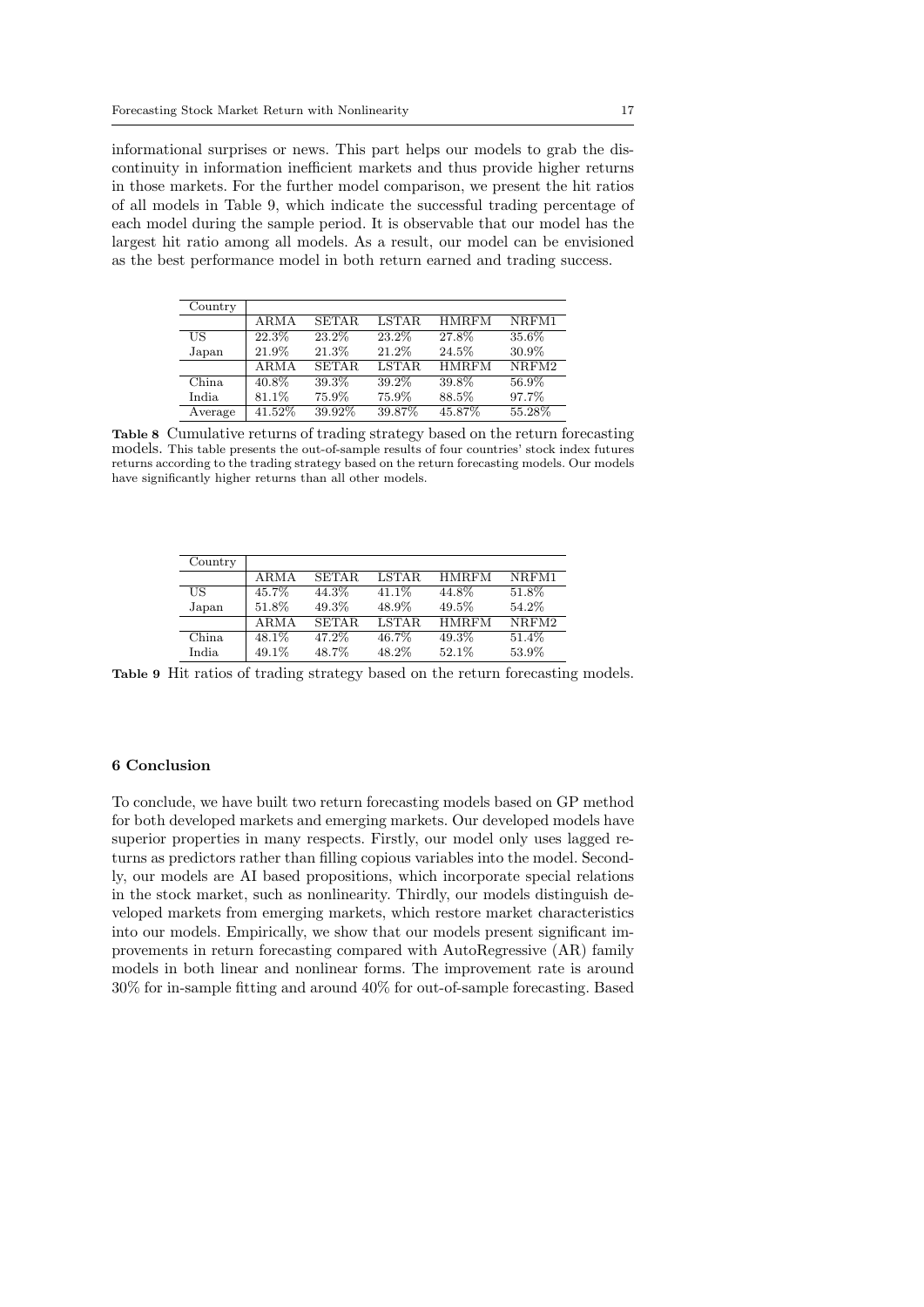informational surprises or news. This part helps our models to grab the discontinuity in information inefficient markets and thus provide higher returns in those markets. For the further model comparison, we present the hit ratios of all models in Table 9, which indicate the successful trading percentage of each model during the sample period. It is observable that our model has the largest hit ratio among all models. As a result, our model can be envisioned as the best performance model in both return earned and trading success.

| Country | | | | | |
|---|---|---|---|---|---|
| | ARMA | SETAR | LSTAR | HMRFM | NRFM1 |
| US | 22.3% | 23.2% | 23.2% | 27.8% | 35.6% |
| Japan | 21.9% | 21.3% | 21.2% | 24.5% | 30.9% |
| | ARMA | SETAR | LSTAR | HMRFM | NRFM2 |
| China | 40.8% | 39.3% | 39.2% | 39.8% | 56.9% |
| India | 81.1% | 75.9% | 75.9% | 88.5% | 97.7% |
| Average | 41.52% | 39.92% | 39.87% | 45.87% | 55.28% |

**Table 8** Cumulative returns of trading strategy based on the return forecasting models. This table presents the out-of-sample results of four countries' stock index futures returns according to the trading strategy based on the return forecasting models. Our models have significantly higher returns than all other models.

| Country | | | | | |
|---|---|---|---|---|---|
| | ARMA | SETAR | LSTAR | HMRFM | NRFM1 |
| US | 45.7% | 44.3% | 41.1% | 44.8% | 51.8% |
| Japan | 51.8% | 49.3% | 48.9% | 49.5% | 54.2% |
| | ARMA | SETAR | LSTAR | HMRFM | NRFM2 |
| China | 48.1% | 47.2% | 46.7% | 49.3% | 51.4% |
| India | 49.1% | 48.7% | 48.2% | 52.1% | 53.9% |

**Table 9** Hit ratios of trading strategy based on the return forecasting models.

## 6 Conclusion

To conclude, we have built two return forecasting models based on GP method for both developed markets and emerging markets. Our developed models have superior properties in many respects. Firstly, our model only uses lagged returns as predictors rather than filling copious variables into the model. Secondly, our models are AI based propositions, which incorporate special relations in the stock market, such as nonlinearity. Thirdly, our models distinguish developed markets from emerging markets, which restore market characteristics into our models. Empirically, we show that our models present significant improvements in return forecasting compared with AutoRegressive (AR) family models in both linear and nonlinear forms. The improvement rate is around 30% for in-sample fitting and around 40% for out-of-sample forecasting. Based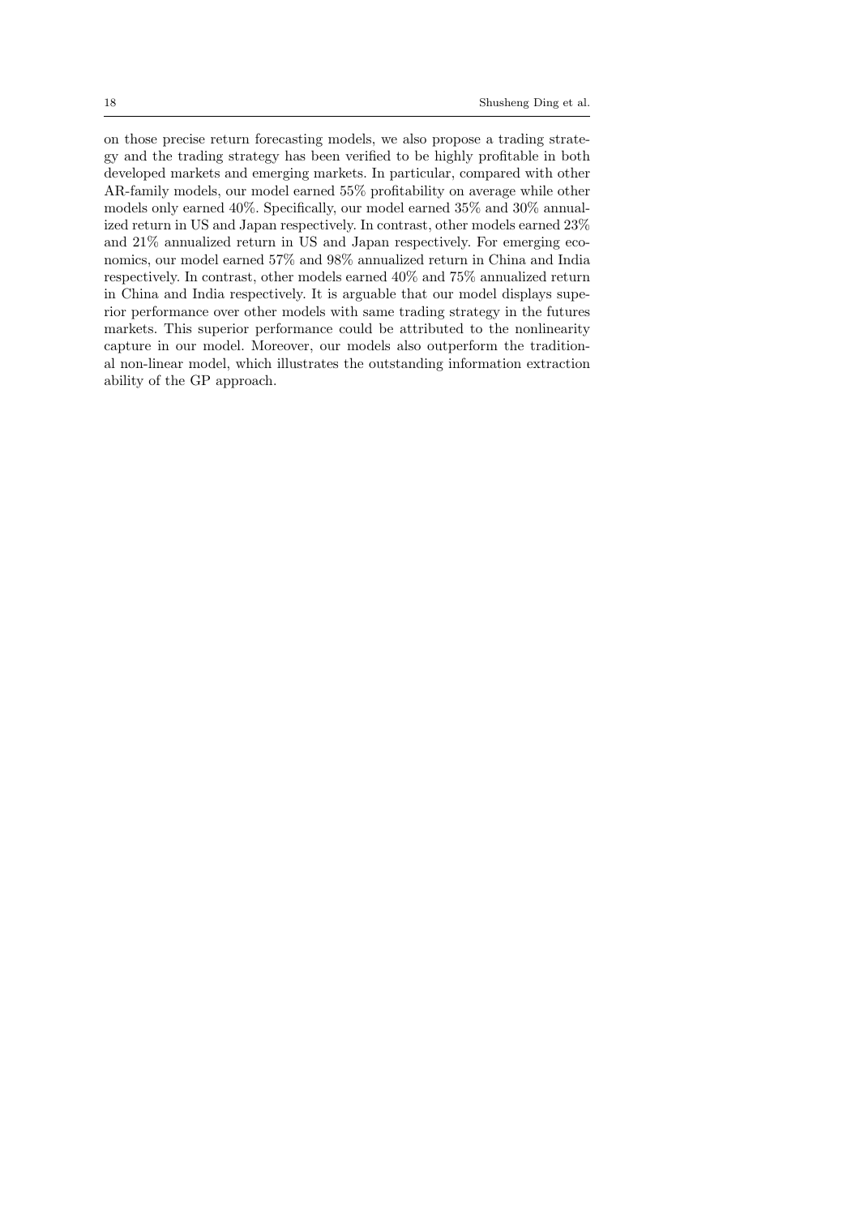on those precise return forecasting models, we also propose a trading strategy and the trading strategy has been verified to be highly profitable in both developed markets and emerging markets. In particular, compared with other AR-family models, our model earned 55% profitability on average while other models only earned 40%. Specifically, our model earned 35% and 30% annualized return in US and Japan respectively. In contrast, other models earned 23% and 21% annualized return in US and Japan respectively. For emerging economics, our model earned 57% and 98% annualized return in China and India respectively. In contrast, other models earned 40% and 75% annualized return in China and India respectively. It is arguable that our model displays superior performance over other models with same trading strategy in the futures markets. This superior performance could be attributed to the nonlinearity capture in our model. Moreover, our models also outperform the traditional non-linear model, which illustrates the outstanding information extraction ability of the GP approach.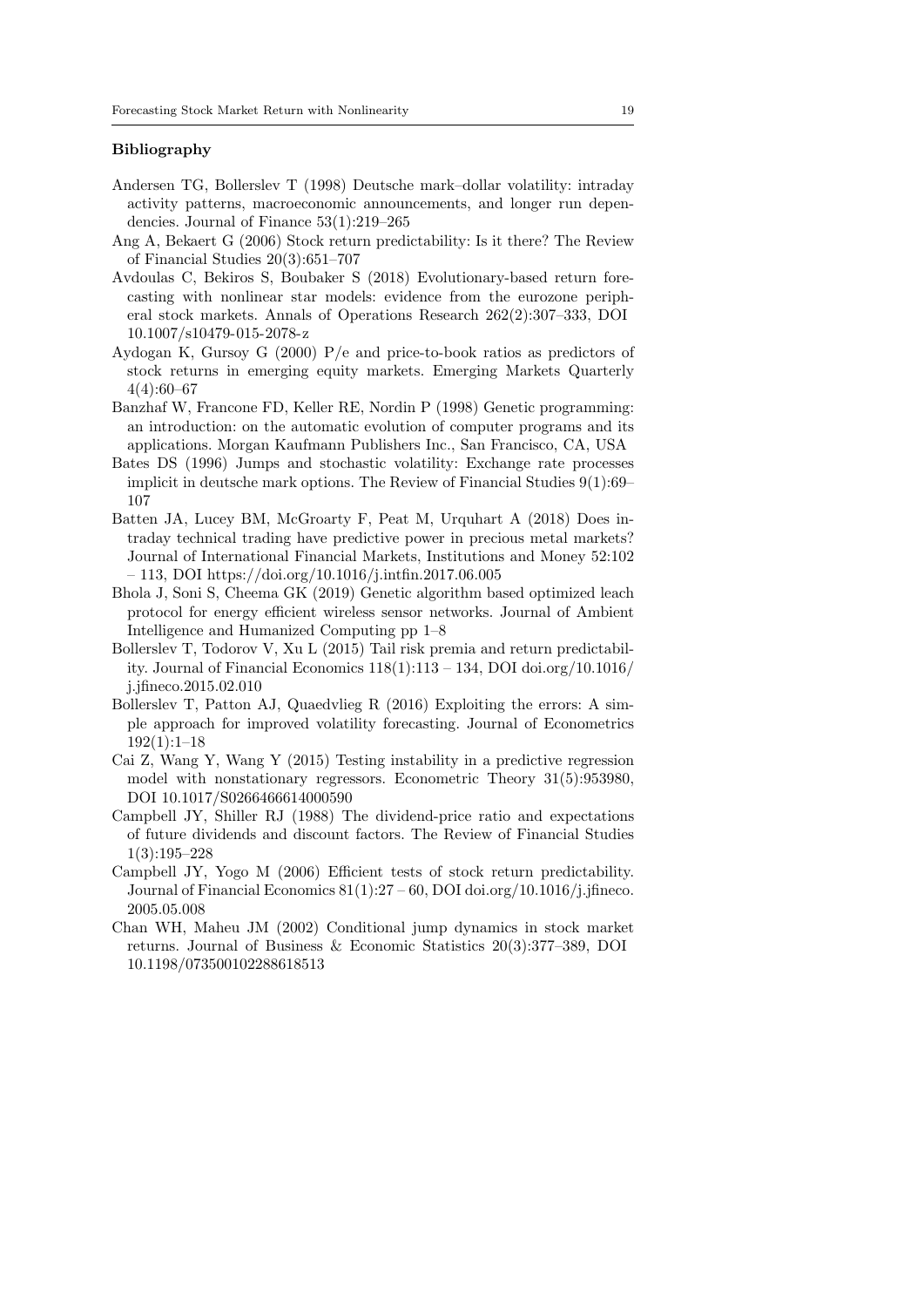## Bibliography

Andersen TG, Bollerslev T (1998) Deutsche mark–dollar volatility: intraday activity patterns, macroeconomic announcements, and longer run dependencies. Journal of Finance 53(1):219–265

Ang A, Bekaert G (2006) Stock return predictability: Is it there? The Review of Financial Studies 20(3):651–707

Avdoulas C, Bekiros S, Boubaker S (2018) Evolutionary-based return forecasting with nonlinear star models: evidence from the eurozone peripheral stock markets. Annals of Operations Research 262(2):307–333, DOI 10.1007/s10479-015-2078-z

Aydogan K, Gursoy G (2000) P/e and price-to-book ratios as predictors of stock returns in emerging equity markets. Emerging Markets Quarterly 4(4):60–67

Banzhaf W, Francone FD, Keller RE, Nordin P (1998) Genetic programming: an introduction: on the automatic evolution of computer programs and its applications. Morgan Kaufmann Publishers Inc., San Francisco, CA, USA

Bates DS (1996) Jumps and stochastic volatility: Exchange rate processes implicit in deutsche mark options. The Review of Financial Studies 9(1):69–107

Batten JA, Lucey BM, McGroarty F, Peat M, Urquhart A (2018) Does intraday technical trading have predictive power in precious metal markets? Journal of International Financial Markets, Institutions and Money 52:102 – 113, DOI https://doi.org/10.1016/j.intfin.2017.06.005

Bhola J, Soni S, Cheema GK (2019) Genetic algorithm based optimized leach protocol for energy efficient wireless sensor networks. Journal of Ambient Intelligence and Humanized Computing pp 1–8

Bollerslev T, Todorov V, Xu L (2015) Tail risk premia and return predictability. Journal of Financial Economics 118(1):113 – 134, DOI doi.org/10.1016/j.jfineco.2015.02.010

Bollerslev T, Patton AJ, Quaedvlieg R (2016) Exploiting the errors: A simple approach for improved volatility forecasting. Journal of Econometrics 192(1):1–18

Cai Z, Wang Y, Wang Y (2015) Testing instability in a predictive regression model with nonstationary regressors. Econometric Theory 31(5):953980, DOI 10.1017/S0266466614000590

Campbell JY, Shiller RJ (1988) The dividend-price ratio and expectations of future dividends and discount factors. The Review of Financial Studies 1(3):195–228

Campbell JY, Yogo M (2006) Efficient tests of stock return predictability. Journal of Financial Economics 81(1):27 – 60, DOI doi.org/10.1016/j.jfineco.2005.05.008

Chan WH, Maheu JM (2002) Conditional jump dynamics in stock market returns. Journal of Business & Economic Statistics 20(3):377–389, DOI 10.1198/073500102288618513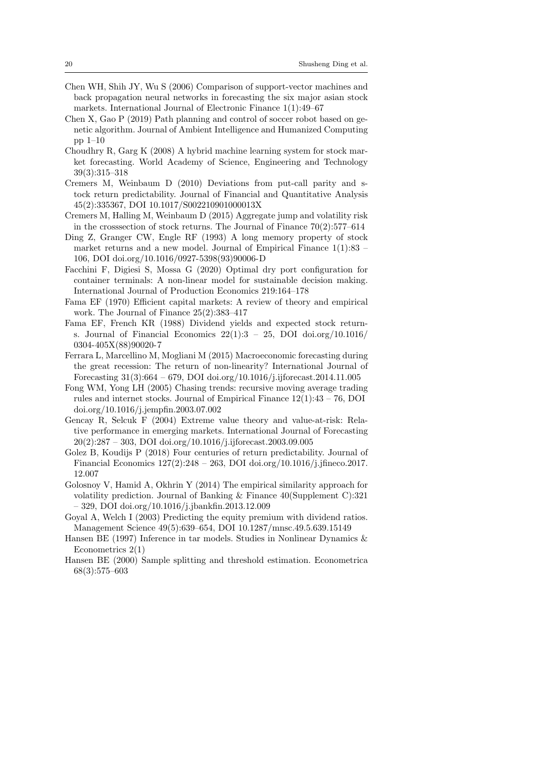Chen WH, Shih JY, Wu S (2006) Comparison of support-vector machines and back propagation neural networks in forecasting the six major asian stock markets. International Journal of Electronic Finance 1(1):49–67

Chen X, Gao P (2019) Path planning and control of soccer robot based on genetic algorithm. Journal of Ambient Intelligence and Humanized Computing pp 1–10

Choudhry R, Garg K (2008) A hybrid machine learning system for stock market forecasting. World Academy of Science, Engineering and Technology 39(3):315–318

Cremers M, Weinbaum D (2010) Deviations from put-call parity and stock return predictability. Journal of Financial and Quantitative Analysis 45(2):335367, DOI 10.1017/S002210901000013X

Cremers M, Halling M, Weinbaum D (2015) Aggregate jump and volatility risk in the crosssection of stock returns. The Journal of Finance 70(2):577–614

Ding Z, Granger CW, Engle RF (1993) A long memory property of stock market returns and a new model. Journal of Empirical Finance 1(1):83 – 106, DOI doi.org/10.1016/0927-5398(93)90006-D

Facchini F, Digiesi S, Mossa G (2020) Optimal dry port configuration for container terminals: A non-linear model for sustainable decision making. International Journal of Production Economics 219:164–178

Fama EF (1970) Efficient capital markets: A review of theory and empirical work. The Journal of Finance 25(2):383–417

Fama EF, French KR (1988) Dividend yields and expected stock returns. Journal of Financial Economics 22(1):3 – 25, DOI doi.org/10.1016/0304-405X(88)90020-7

Ferrara L, Marcellino M, Mogliani M (2015) Macroeconomic forecasting during the great recession: The return of non-linearity? International Journal of Forecasting 31(3):664 – 679, DOI doi.org/10.1016/j.ijforecast.2014.11.005

Fong WM, Yong LH (2005) Chasing trends: recursive moving average trading rules and internet stocks. Journal of Empirical Finance 12(1):43 – 76, DOI doi.org/10.1016/j.jempfin.2003.07.002

Gencay R, Selcuk F (2004) Extreme value theory and value-at-risk: Relative performance in emerging markets. International Journal of Forecasting 20(2):287 – 303, DOI doi.org/10.1016/j.ijforecast.2003.09.005

Golez B, Koudijs P (2018) Four centuries of return predictability. Journal of Financial Economics 127(2):248 – 263, DOI doi.org/10.1016/j.jfineco.2017.12.007

Golosnoy V, Hamid A, Okhrin Y (2014) The empirical similarity approach for volatility prediction. Journal of Banking & Finance 40(Supplement C):321 – 329, DOI doi.org/10.1016/j.jbankfin.2013.12.009

Goyal A, Welch I (2003) Predicting the equity premium with dividend ratios. Management Science 49(5):639–654, DOI 10.1287/mnsc.49.5.639.15149

Hansen BE (1997) Inference in tar models. Studies in Nonlinear Dynamics & Econometrics 2(1)

Hansen BE (2000) Sample splitting and threshold estimation. Econometrica 68(3):575–603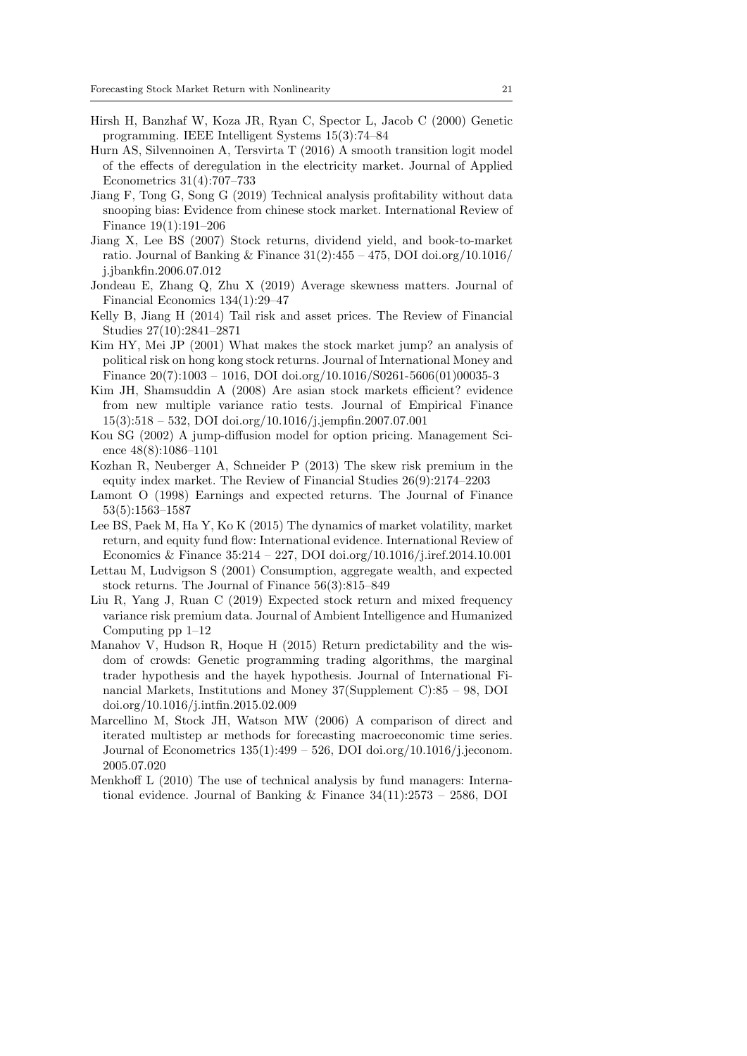Hirsh H, Banzhaf W, Koza JR, Ryan C, Spector L, Jacob C (2000) Genetic programming. IEEE Intelligent Systems 15(3):74–84

Hurn AS, Silvennoinen A, Tersvirta T (2016) A smooth transition logit model of the effects of deregulation in the electricity market. Journal of Applied Econometrics 31(4):707–733

Jiang F, Tong G, Song G (2019) Technical analysis profitability without data snooping bias: Evidence from chinese stock market. International Review of Finance 19(1):191–206

Jiang X, Lee BS (2007) Stock returns, dividend yield, and book-to-market ratio. Journal of Banking & Finance 31(2):455 – 475, DOI doi.org/10.1016/j.jbankfin.2006.07.012

Jondeau E, Zhang Q, Zhu X (2019) Average skewness matters. Journal of Financial Economics 134(1):29–47

Kelly B, Jiang H (2014) Tail risk and asset prices. The Review of Financial Studies 27(10):2841–2871

Kim HY, Mei JP (2001) What makes the stock market jump? an analysis of political risk on hong kong stock returns. Journal of International Money and Finance 20(7):1003 – 1016, DOI doi.org/10.1016/S0261-5606(01)00035-3

Kim JH, Shamsuddin A (2008) Are asian stock markets efficient? evidence from new multiple variance ratio tests. Journal of Empirical Finance 15(3):518 – 532, DOI doi.org/10.1016/j.jempfin.2007.07.001

Kou SG (2002) A jump-diffusion model for option pricing. Management Science 48(8):1086–1101

Kozhan R, Neuberger A, Schneider P (2013) The skew risk premium in the equity index market. The Review of Financial Studies 26(9):2174–2203

Lamont O (1998) Earnings and expected returns. The Journal of Finance 53(5):1563–1587

Lee BS, Paek M, Ha Y, Ko K (2015) The dynamics of market volatility, market return, and equity fund flow: International evidence. International Review of Economics & Finance 35:214 – 227, DOI doi.org/10.1016/j.iref.2014.10.001

Lettau M, Ludvigson S (2001) Consumption, aggregate wealth, and expected stock returns. The Journal of Finance 56(3):815–849

Liu R, Yang J, Ruan C (2019) Expected stock return and mixed frequency variance risk premium data. Journal of Ambient Intelligence and Humanized Computing pp 1–12

Manahov V, Hudson R, Hoque H (2015) Return predictability and the wisdom of crowds: Genetic programming trading algorithms, the marginal trader hypothesis and the hayek hypothesis. Journal of International Financial Markets, Institutions and Money 37(Supplement C):85 – 98, DOI doi.org/10.1016/j.intfin.2015.02.009

Marcellino M, Stock JH, Watson MW (2006) A comparison of direct and iterated multistep ar methods for forecasting macroeconomic time series. Journal of Econometrics 135(1):499 – 526, DOI doi.org/10.1016/j.jeconom.2005.07.020

Menkhoff L (2010) The use of technical analysis by fund managers: International evidence. Journal of Banking & Finance 34(11):2573 – 2586, DOI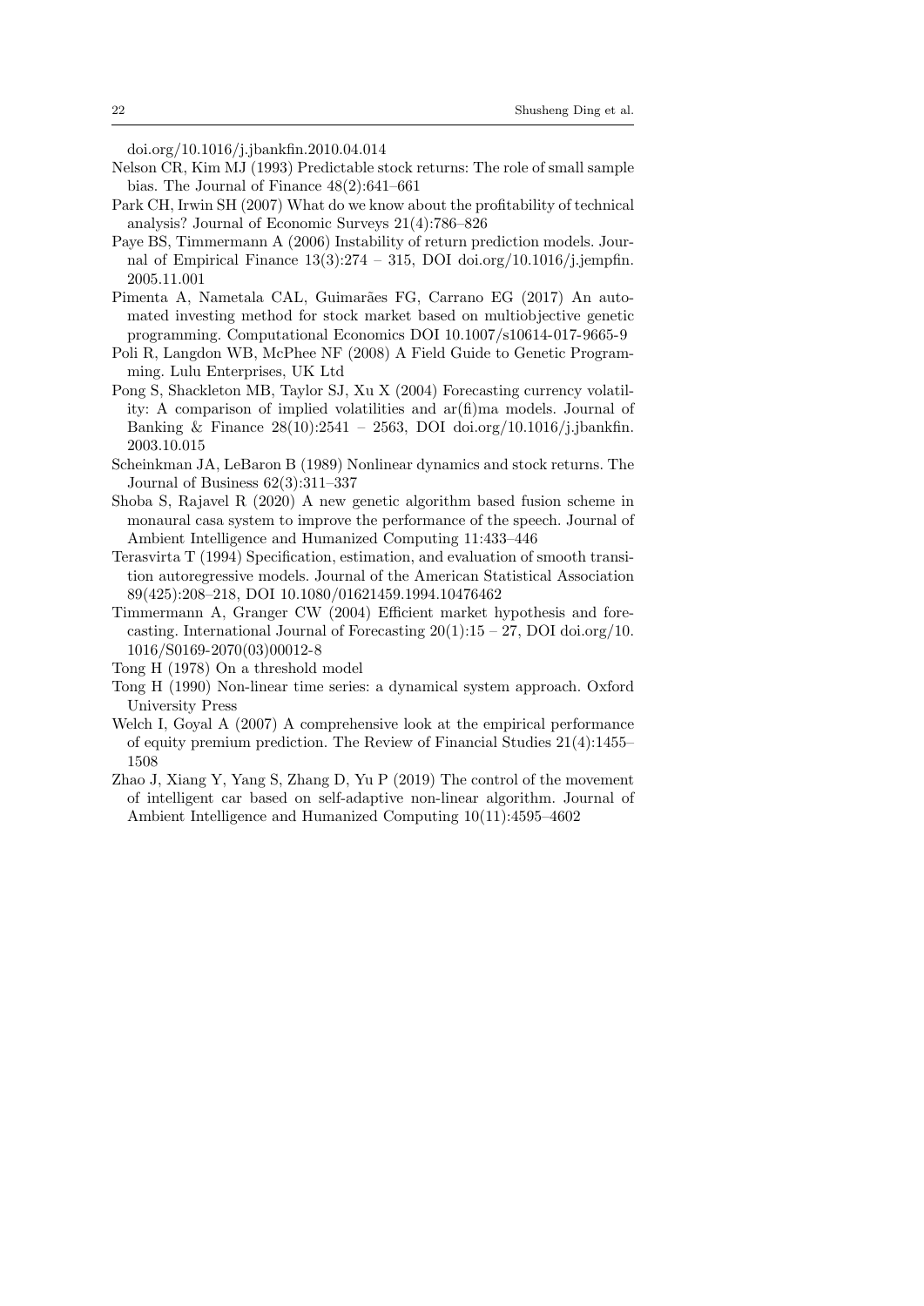doi.org/10.1016/j.jbankfin.2010.04.014

Nelson CR, Kim MJ (1993) Predictable stock returns: The role of small sample bias. The Journal of Finance 48(2):641–661

Park CH, Irwin SH (2007) What do we know about the profitability of technical analysis? Journal of Economic Surveys 21(4):786–826

Paye BS, Timmermann A (2006) Instability of return prediction models. Journal of Empirical Finance 13(3):274 – 315, DOI doi.org/10.1016/j.jempfin.2005.11.001

Pimenta A, Nametala CAL, Guimarães FG, Carrano EG (2017) An automated investing method for stock market based on multiobjective genetic programming. Computational Economics DOI 10.1007/s10614-017-9665-9

Poli R, Langdon WB, McPhee NF (2008) A Field Guide to Genetic Programming. Lulu Enterprises, UK Ltd

Pong S, Shackleton MB, Taylor SJ, Xu X (2004) Forecasting currency volatility: A comparison of implied volatilities and ar(fi)ma models. Journal of Banking & Finance 28(10):2541 – 2563, DOI doi.org/10.1016/j.jbankfin.2003.10.015

Scheinkman JA, LeBaron B (1989) Nonlinear dynamics and stock returns. The Journal of Business 62(3):311–337

Shoba S, Rajavel R (2020) A new genetic algorithm based fusion scheme in monaural casa system to improve the performance of the speech. Journal of Ambient Intelligence and Humanized Computing 11:433–446

Terasvirta T (1994) Specification, estimation, and evaluation of smooth transition autoregressive models. Journal of the American Statistical Association 89(425):208–218, DOI 10.1080/01621459.1994.10476462

Timmermann A, Granger CW (2004) Efficient market hypothesis and forecasting. International Journal of Forecasting 20(1):15 – 27, DOI doi.org/10.1016/S0169-2070(03)00012-8

Tong H (1978) On a threshold model

Tong H (1990) Non-linear time series: a dynamical system approach. Oxford University Press

Welch I, Goyal A (2007) A comprehensive look at the empirical performance of equity premium prediction. The Review of Financial Studies 21(4):1455–1508

Zhao J, Xiang Y, Yang S, Zhang D, Yu P (2019) The control of the movement of intelligent car based on self-adaptive non-linear algorithm. Journal of Ambient Intelligence and Humanized Computing 10(11):4595–4602